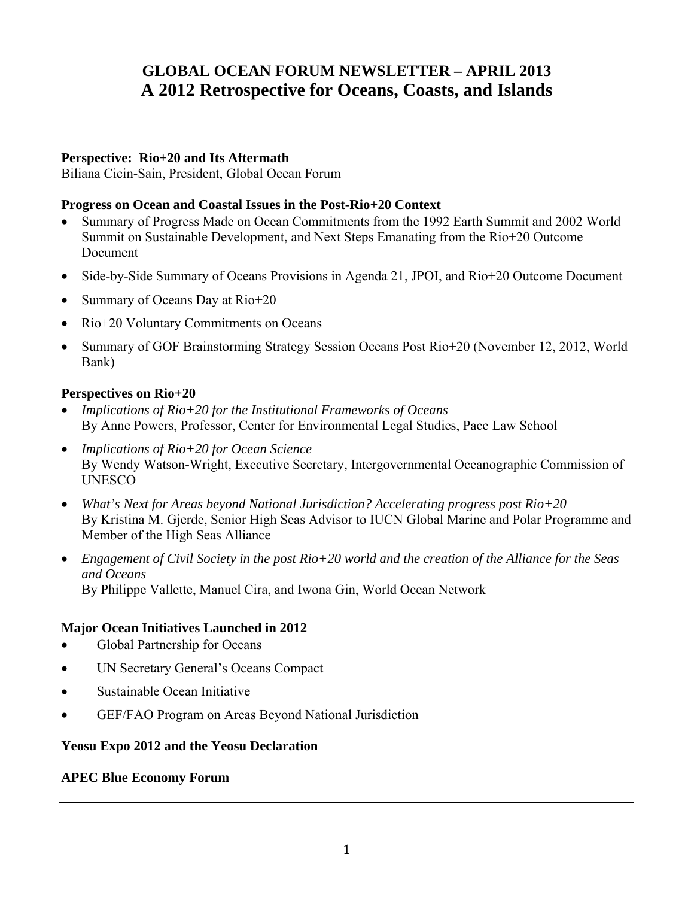# GLOBAL OCEAN FORUM NEWSLETTER – APRIL 2013
# A 2012 Retrospective for Oceans, Coasts, and Islands

**Perspective: Rio+20 and Its Aftermath**
Biliana Cicin-Sain, President, Global Ocean Forum

**Progress on Ocean and Coastal Issues in the Post-Rio+20 Context**

- Summary of Progress Made on Ocean Commitments from the 1992 Earth Summit and 2002 World Summit on Sustainable Development, and Next Steps Emanating from the Rio+20 Outcome Document
- Side-by-Side Summary of Oceans Provisions in Agenda 21, JPOI, and Rio+20 Outcome Document
- Summary of Oceans Day at Rio+20
- Rio+20 Voluntary Commitments on Oceans
- Summary of GOF Brainstorming Strategy Session Oceans Post Rio+20 (November 12, 2012, World Bank)

**Perspectives on Rio+20**

- *Implications of Rio+20 for the Institutional Frameworks of Oceans*
  By Anne Powers, Professor, Center for Environmental Legal Studies, Pace Law School
- *Implications of Rio+20 for Ocean Science*
  By Wendy Watson-Wright, Executive Secretary, Intergovernmental Oceanographic Commission of UNESCO
- *What's Next for Areas beyond National Jurisdiction? Accelerating progress post Rio+20*
  By Kristina M. Gjerde, Senior High Seas Advisor to IUCN Global Marine and Polar Programme and Member of the High Seas Alliance
- *Engagement of Civil Society in the post Rio+20 world and the creation of the Alliance for the Seas and Oceans*
  By Philippe Vallette, Manuel Cira, and Iwona Gin, World Ocean Network

**Major Ocean Initiatives Launched in 2012**

- Global Partnership for Oceans
- UN Secretary General's Oceans Compact
- Sustainable Ocean Initiative
- GEF/FAO Program on Areas Beyond National Jurisdiction

**Yeosu Expo 2012 and the Yeosu Declaration**

**APEC Blue Economy Forum**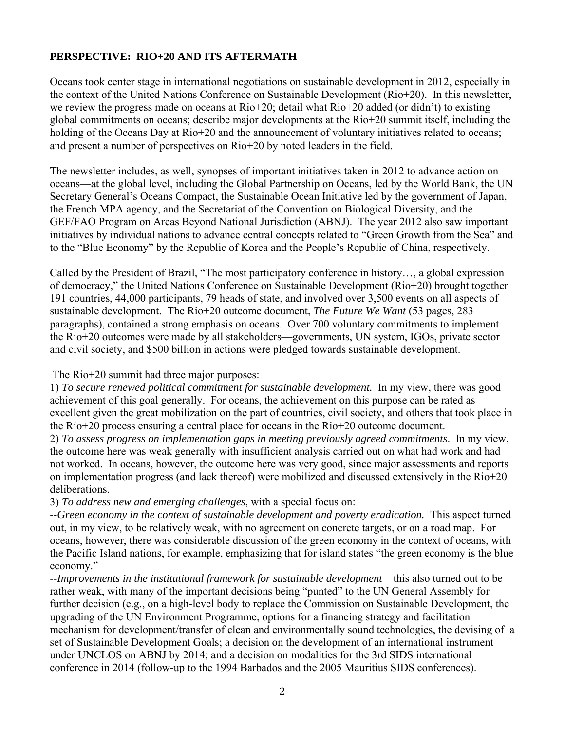**PERSPECTIVE: RIO+20 AND ITS AFTERMATH**

Oceans took center stage in international negotiations on sustainable development in 2012, especially in the context of the United Nations Conference on Sustainable Development (Rio+20). In this newsletter, we review the progress made on oceans at Rio+20; detail what Rio+20 added (or didn't) to existing global commitments on oceans; describe major developments at the Rio+20 summit itself, including the holding of the Oceans Day at Rio+20 and the announcement of voluntary initiatives related to oceans; and present a number of perspectives on Rio+20 by noted leaders in the field.

The newsletter includes, as well, synopses of important initiatives taken in 2012 to advance action on oceans—at the global level, including the Global Partnership on Oceans, led by the World Bank, the UN Secretary General's Oceans Compact, the Sustainable Ocean Initiative led by the government of Japan, the French MPA agency, and the Secretariat of the Convention on Biological Diversity, and the GEF/FAO Program on Areas Beyond National Jurisdiction (ABNJ). The year 2012 also saw important initiatives by individual nations to advance central concepts related to "Green Growth from the Sea" and to the "Blue Economy" by the Republic of Korea and the People's Republic of China, respectively.

Called by the President of Brazil, "The most participatory conference in history…, a global expression of democracy," the United Nations Conference on Sustainable Development (Rio+20) brought together 191 countries, 44,000 participants, 79 heads of state, and involved over 3,500 events on all aspects of sustainable development. The Rio+20 outcome document, *The Future We Want* (53 pages, 283 paragraphs), contained a strong emphasis on oceans. Over 700 voluntary commitments to implement the Rio+20 outcomes were made by all stakeholders—governments, UN system, IGOs, private sector and civil society, and $500 billion in actions were pledged towards sustainable development.

The Rio+20 summit had three major purposes:

1) *To secure renewed political commitment for sustainable development.* In my view, there was good achievement of this goal generally. For oceans, the achievement on this purpose can be rated as excellent given the great mobilization on the part of countries, civil society, and others that took place in the Rio+20 process ensuring a central place for oceans in the Rio+20 outcome document.

2) *To assess progress on implementation gaps in meeting previously agreed commitments*. In my view, the outcome here was weak generally with insufficient analysis carried out on what had work and had not worked. In oceans, however, the outcome here was very good, since major assessments and reports on implementation progress (and lack thereof) were mobilized and discussed extensively in the Rio+20 deliberations.

3) *To address new and emerging challenges*, with a special focus on:

--*Green economy in the context of sustainable development and poverty eradication.* This aspect turned out, in my view, to be relatively weak, with no agreement on concrete targets, or on a road map. For oceans, however, there was considerable discussion of the green economy in the context of oceans, with the Pacific Island nations, for example, emphasizing that for island states "the green economy is the blue economy."

--*Improvements in the institutional framework for sustainable development*—this also turned out to be rather weak, with many of the important decisions being "punted" to the UN General Assembly for further decision (e.g., on a high-level body to replace the Commission on Sustainable Development, the upgrading of the UN Environment Programme, options for a financing strategy and facilitation mechanism for development/transfer of clean and environmentally sound technologies, the devising of a set of Sustainable Development Goals; a decision on the development of an international instrument under UNCLOS on ABNJ by 2014; and a decision on modalities for the 3rd SIDS international conference in 2014 (follow-up to the 1994 Barbados and the 2005 Mauritius SIDS conferences).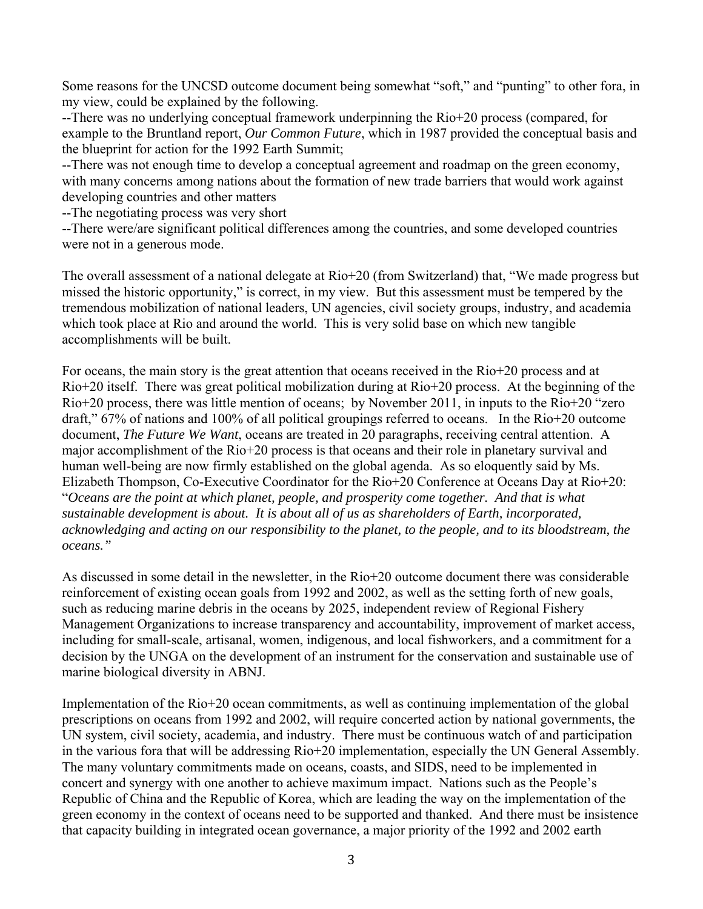Some reasons for the UNCSD outcome document being somewhat "soft," and "punting" to other fora, in my view, could be explained by the following.

--There was no underlying conceptual framework underpinning the Rio+20 process (compared, for example to the Bruntland report, *Our Common Future*, which in 1987 provided the conceptual basis and the blueprint for action for the 1992 Earth Summit;

--There was not enough time to develop a conceptual agreement and roadmap on the green economy, with many concerns among nations about the formation of new trade barriers that would work against developing countries and other matters

--The negotiating process was very short

--There were/are significant political differences among the countries, and some developed countries were not in a generous mode.

The overall assessment of a national delegate at Rio+20 (from Switzerland) that, "We made progress but missed the historic opportunity," is correct, in my view. But this assessment must be tempered by the tremendous mobilization of national leaders, UN agencies, civil society groups, industry, and academia which took place at Rio and around the world. This is very solid base on which new tangible accomplishments will be built.

For oceans, the main story is the great attention that oceans received in the Rio+20 process and at Rio+20 itself. There was great political mobilization during at Rio+20 process. At the beginning of the Rio+20 process, there was little mention of oceans; by November 2011, in inputs to the Rio+20 "zero draft," 67% of nations and 100% of all political groupings referred to oceans. In the Rio+20 outcome document, *The Future We Want*, oceans are treated in 20 paragraphs, receiving central attention. A major accomplishment of the Rio+20 process is that oceans and their role in planetary survival and human well-being are now firmly established on the global agenda. As so eloquently said by Ms. Elizabeth Thompson, Co-Executive Coordinator for the Rio+20 Conference at Oceans Day at Rio+20: "*Oceans are the point at which planet, people, and prosperity come together. And that is what sustainable development is about. It is about all of us as shareholders of Earth, incorporated, acknowledging and acting on our responsibility to the planet, to the people, and to its bloodstream, the oceans."*

As discussed in some detail in the newsletter, in the Rio+20 outcome document there was considerable reinforcement of existing ocean goals from 1992 and 2002, as well as the setting forth of new goals, such as reducing marine debris in the oceans by 2025, independent review of Regional Fishery Management Organizations to increase transparency and accountability, improvement of market access, including for small-scale, artisanal, women, indigenous, and local fishworkers, and a commitment for a decision by the UNGA on the development of an instrument for the conservation and sustainable use of marine biological diversity in ABNJ.

Implementation of the Rio+20 ocean commitments, as well as continuing implementation of the global prescriptions on oceans from 1992 and 2002, will require concerted action by national governments, the UN system, civil society, academia, and industry. There must be continuous watch of and participation in the various fora that will be addressing Rio+20 implementation, especially the UN General Assembly. The many voluntary commitments made on oceans, coasts, and SIDS, need to be implemented in concert and synergy with one another to achieve maximum impact. Nations such as the People's Republic of China and the Republic of Korea, which are leading the way on the implementation of the green economy in the context of oceans need to be supported and thanked. And there must be insistence that capacity building in integrated ocean governance, a major priority of the 1992 and 2002 earth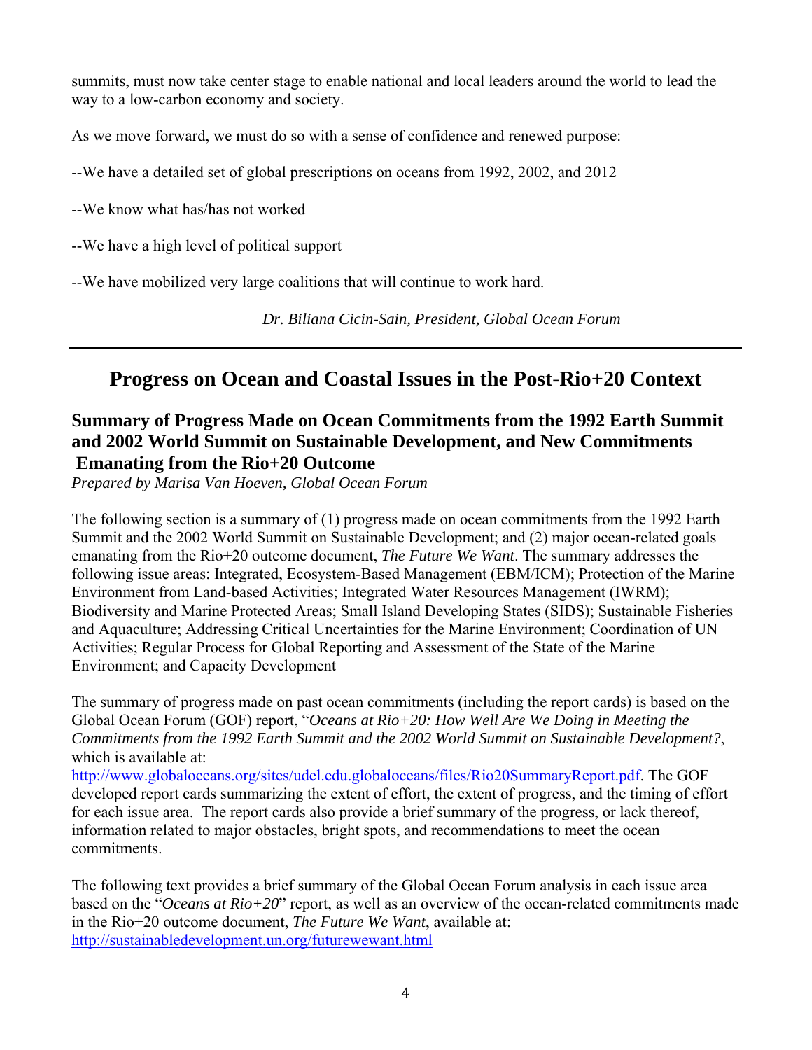summits, must now take center stage to enable national and local leaders around the world to lead the way to a low-carbon economy and society.

As we move forward, we must do so with a sense of confidence and renewed purpose:

--We have a detailed set of global prescriptions on oceans from 1992, 2002, and 2012

--We know what has/has not worked

--We have a high level of political support

--We have mobilized very large coalitions that will continue to work hard.

*Dr. Biliana Cicin-Sain, President, Global Ocean Forum*

---

# Progress on Ocean and Coastal Issues in the Post-Rio+20 Context

## Summary of Progress Made on Ocean Commitments from the 1992 Earth Summit and 2002 World Summit on Sustainable Development, and New Commitments Emanating from the Rio+20 Outcome

*Prepared by Marisa Van Hoeven, Global Ocean Forum*

The following section is a summary of (1) progress made on ocean commitments from the 1992 Earth Summit and the 2002 World Summit on Sustainable Development; and (2) major ocean-related goals emanating from the Rio+20 outcome document, *The Future We Want*. The summary addresses the following issue areas: Integrated, Ecosystem-Based Management (EBM/ICM); Protection of the Marine Environment from Land-based Activities; Integrated Water Resources Management (IWRM); Biodiversity and Marine Protected Areas; Small Island Developing States (SIDS); Sustainable Fisheries and Aquaculture; Addressing Critical Uncertainties for the Marine Environment; Coordination of UN Activities; Regular Process for Global Reporting and Assessment of the State of the Marine Environment; and Capacity Development

The summary of progress made on past ocean commitments (including the report cards) is based on the Global Ocean Forum (GOF) report, "*Oceans at Rio+20: How Well Are We Doing in Meeting the Commitments from the 1992 Earth Summit and the 2002 World Summit on Sustainable Development?*, which is available at: http://www.globaloceans.org/sites/udel.edu.globaloceans/files/Rio20SummaryReport.pdf. The GOF developed report cards summarizing the extent of effort, the extent of progress, and the timing of effort for each issue area. The report cards also provide a brief summary of the progress, or lack thereof, information related to major obstacles, bright spots, and recommendations to meet the ocean commitments.

The following text provides a brief summary of the Global Ocean Forum analysis in each issue area based on the "*Oceans at Rio+20*" report, as well as an overview of the ocean-related commitments made in the Rio+20 outcome document, *The Future We Want*, available at: http://sustainabledevelopment.un.org/futurewewant.html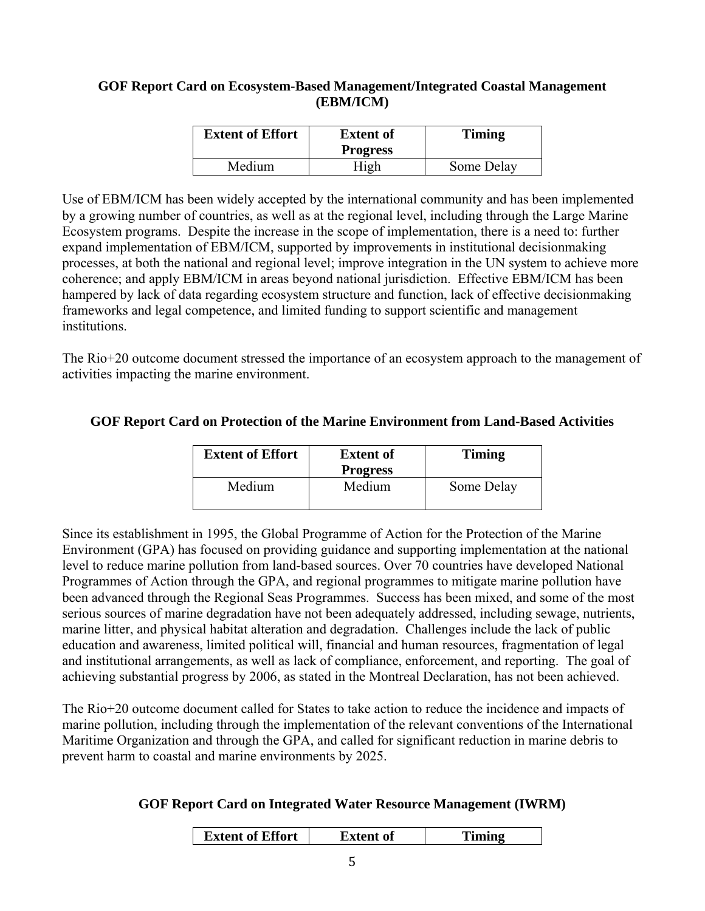### GOF Report Card on Ecosystem-Based Management/Integrated Coastal Management (EBM/ICM)

| Extent of Effort | Extent of Progress | Timing |
|---|---|---|
| Medium | High | Some Delay |

Use of EBM/ICM has been widely accepted by the international community and has been implemented by a growing number of countries, as well as at the regional level, including through the Large Marine Ecosystem programs. Despite the increase in the scope of implementation, there is a need to: further expand implementation of EBM/ICM, supported by improvements in institutional decisionmaking processes, at both the national and regional level; improve integration in the UN system to achieve more coherence; and apply EBM/ICM in areas beyond national jurisdiction. Effective EBM/ICM has been hampered by lack of data regarding ecosystem structure and function, lack of effective decisionmaking frameworks and legal competence, and limited funding to support scientific and management institutions.

The Rio+20 outcome document stressed the importance of an ecosystem approach to the management of activities impacting the marine environment.

### GOF Report Card on Protection of the Marine Environment from Land-Based Activities

| Extent of Effort | Extent of Progress | Timing |
|---|---|---|
| Medium | Medium | Some Delay |

Since its establishment in 1995, the Global Programme of Action for the Protection of the Marine Environment (GPA) has focused on providing guidance and supporting implementation at the national level to reduce marine pollution from land-based sources. Over 70 countries have developed National Programmes of Action through the GPA, and regional programmes to mitigate marine pollution have been advanced through the Regional Seas Programmes. Success has been mixed, and some of the most serious sources of marine degradation have not been adequately addressed, including sewage, nutrients, marine litter, and physical habitat alteration and degradation. Challenges include the lack of public education and awareness, limited political will, financial and human resources, fragmentation of legal and institutional arrangements, as well as lack of compliance, enforcement, and reporting. The goal of achieving substantial progress by 2006, as stated in the Montreal Declaration, has not been achieved.

The Rio+20 outcome document called for States to take action to reduce the incidence and impacts of marine pollution, including through the implementation of the relevant conventions of the International Maritime Organization and through the GPA, and called for significant reduction in marine debris to prevent harm to coastal and marine environments by 2025.

### GOF Report Card on Integrated Water Resource Management (IWRM)

| Extent of Effort | Extent of | Timing |
|---|---|---|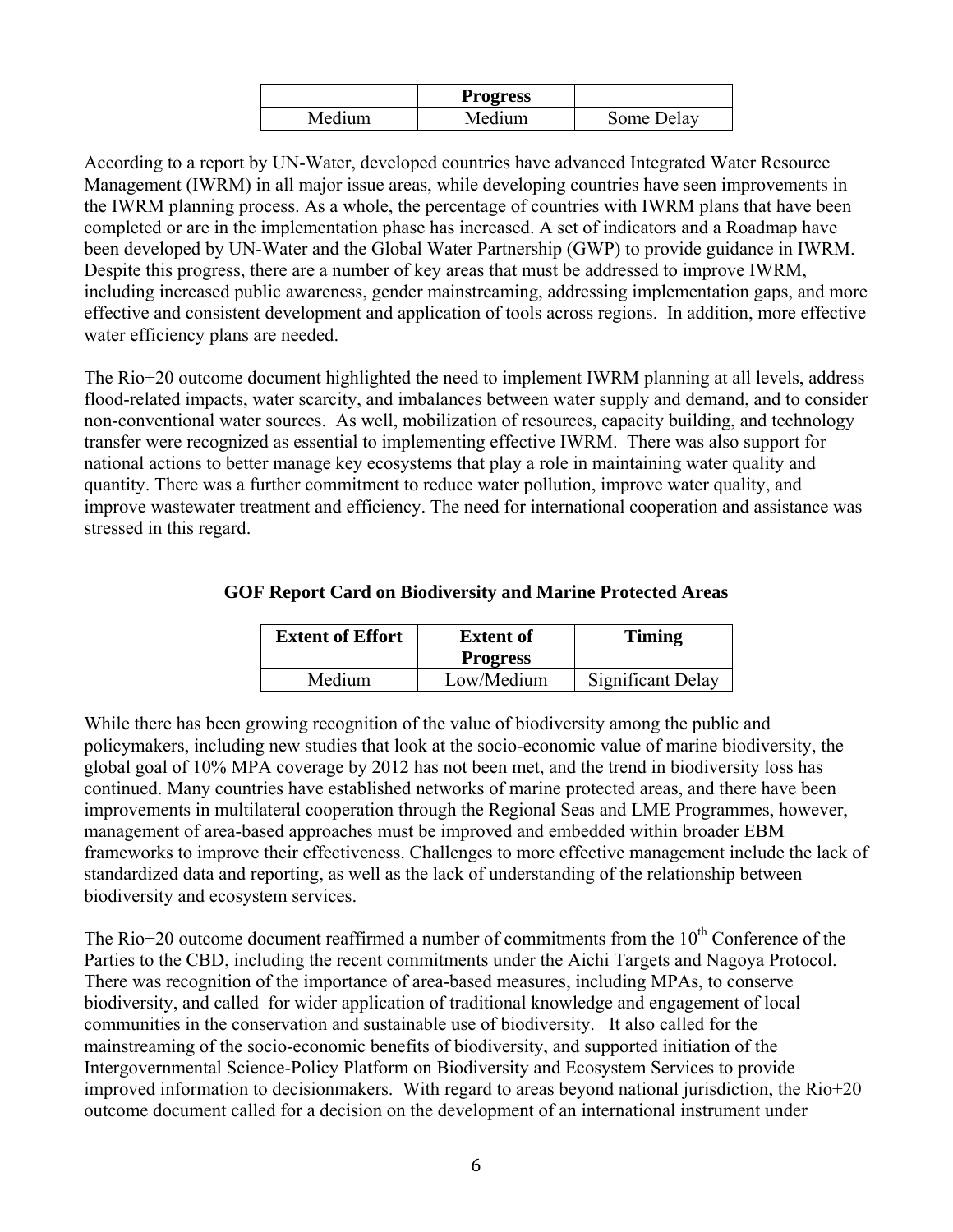| | Progress | |
|---|---|---|
| Medium | Medium | Some Delay |

According to a report by UN-Water, developed countries have advanced Integrated Water Resource Management (IWRM) in all major issue areas, while developing countries have seen improvements in the IWRM planning process. As a whole, the percentage of countries with IWRM plans that have been completed or are in the implementation phase has increased. A set of indicators and a Roadmap have been developed by UN-Water and the Global Water Partnership (GWP) to provide guidance in IWRM. Despite this progress, there are a number of key areas that must be addressed to improve IWRM, including increased public awareness, gender mainstreaming, addressing implementation gaps, and more effective and consistent development and application of tools across regions. In addition, more effective water efficiency plans are needed.

The Rio+20 outcome document highlighted the need to implement IWRM planning at all levels, address flood-related impacts, water scarcity, and imbalances between water supply and demand, and to consider non-conventional water sources. As well, mobilization of resources, capacity building, and technology transfer were recognized as essential to implementing effective IWRM. There was also support for national actions to better manage key ecosystems that play a role in maintaining water quality and quantity. There was a further commitment to reduce water pollution, improve water quality, and improve wastewater treatment and efficiency. The need for international cooperation and assistance was stressed in this regard.

**GOF Report Card on Biodiversity and Marine Protected Areas**

| Extent of Effort | Extent of Progress | Timing |
|---|---|---|
| Medium | Low/Medium | Significant Delay |

While there has been growing recognition of the value of biodiversity among the public and policymakers, including new studies that look at the socio-economic value of marine biodiversity, the global goal of 10% MPA coverage by 2012 has not been met, and the trend in biodiversity loss has continued. Many countries have established networks of marine protected areas, and there have been improvements in multilateral cooperation through the Regional Seas and LME Programmes, however, management of area-based approaches must be improved and embedded within broader EBM frameworks to improve their effectiveness. Challenges to more effective management include the lack of standardized data and reporting, as well as the lack of understanding of the relationship between biodiversity and ecosystem services.

The Rio+20 outcome document reaffirmed a number of commitments from the 10th Conference of the Parties to the CBD, including the recent commitments under the Aichi Targets and Nagoya Protocol. There was recognition of the importance of area-based measures, including MPAs, to conserve biodiversity, and called for wider application of traditional knowledge and engagement of local communities in the conservation and sustainable use of biodiversity. It also called for the mainstreaming of the socio-economic benefits of biodiversity, and supported initiation of the Intergovernmental Science-Policy Platform on Biodiversity and Ecosystem Services to provide improved information to decisionmakers. With regard to areas beyond national jurisdiction, the Rio+20 outcome document called for a decision on the development of an international instrument under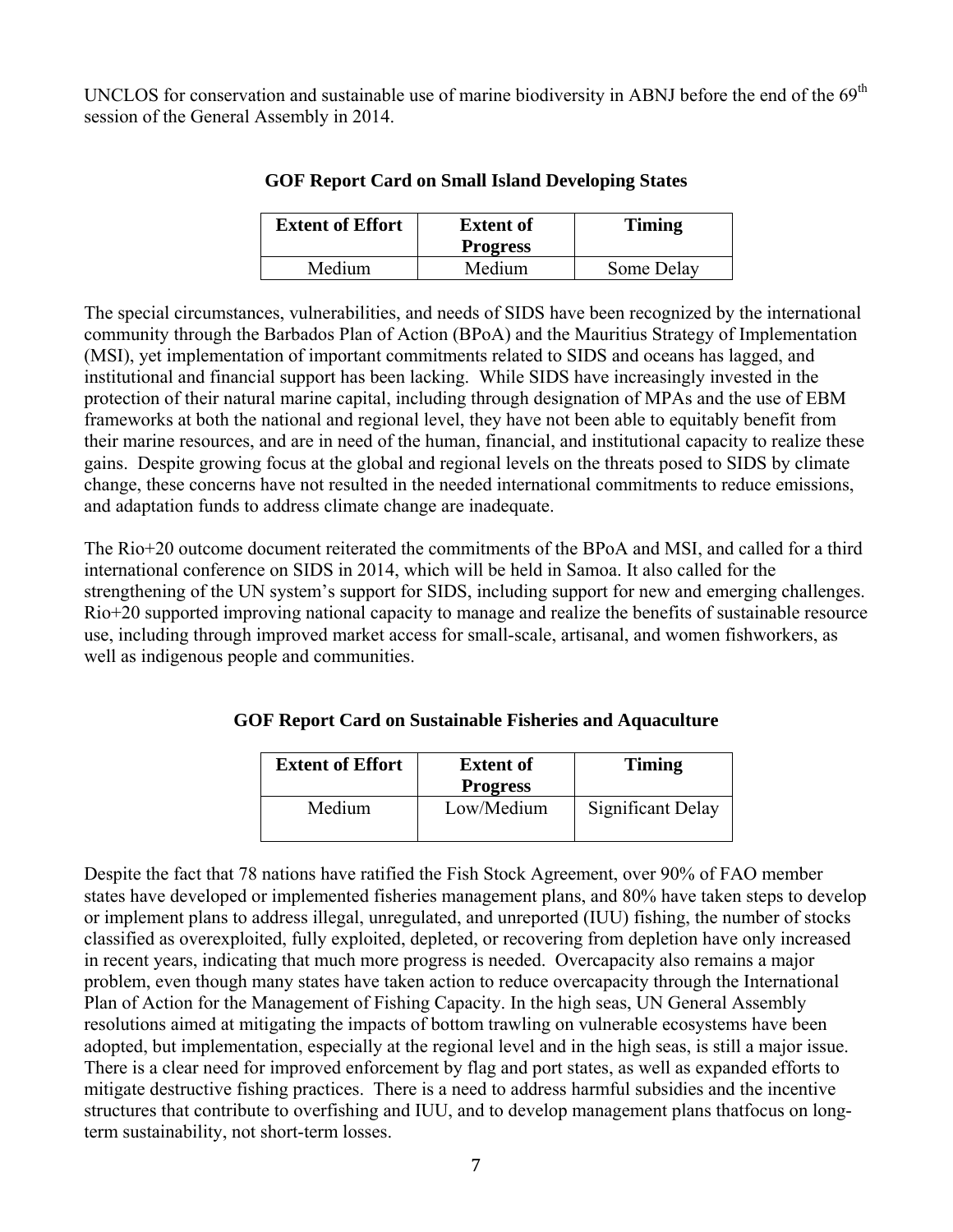UNCLOS for conservation and sustainable use of marine biodiversity in ABNJ before the end of the 69th session of the General Assembly in 2014.

**GOF Report Card on Small Island Developing States**

| Extent of Effort | Extent of Progress | Timing |
|---|---|---|
| Medium | Medium | Some Delay |

The special circumstances, vulnerabilities, and needs of SIDS have been recognized by the international community through the Barbados Plan of Action (BPoA) and the Mauritius Strategy of Implementation (MSI), yet implementation of important commitments related to SIDS and oceans has lagged, and institutional and financial support has been lacking. While SIDS have increasingly invested in the protection of their natural marine capital, including through designation of MPAs and the use of EBM frameworks at both the national and regional level, they have not been able to equitably benefit from their marine resources, and are in need of the human, financial, and institutional capacity to realize these gains. Despite growing focus at the global and regional levels on the threats posed to SIDS by climate change, these concerns have not resulted in the needed international commitments to reduce emissions, and adaptation funds to address climate change are inadequate.

The Rio+20 outcome document reiterated the commitments of the BPoA and MSI, and called for a third international conference on SIDS in 2014, which will be held in Samoa. It also called for the strengthening of the UN system's support for SIDS, including support for new and emerging challenges. Rio+20 supported improving national capacity to manage and realize the benefits of sustainable resource use, including through improved market access for small-scale, artisanal, and women fishworkers, as well as indigenous people and communities.

**GOF Report Card on Sustainable Fisheries and Aquaculture**

| Extent of Effort | Extent of Progress | Timing |
|---|---|---|
| Medium | Low/Medium | Significant Delay |

Despite the fact that 78 nations have ratified the Fish Stock Agreement, over 90% of FAO member states have developed or implemented fisheries management plans, and 80% have taken steps to develop or implement plans to address illegal, unregulated, and unreported (IUU) fishing, the number of stocks classified as overexploited, fully exploited, depleted, or recovering from depletion have only increased in recent years, indicating that much more progress is needed. Overcapacity also remains a major problem, even though many states have taken action to reduce overcapacity through the International Plan of Action for the Management of Fishing Capacity. In the high seas, UN General Assembly resolutions aimed at mitigating the impacts of bottom trawling on vulnerable ecosystems have been adopted, but implementation, especially at the regional level and in the high seas, is still a major issue. There is a clear need for improved enforcement by flag and port states, as well as expanded efforts to mitigate destructive fishing practices. There is a need to address harmful subsidies and the incentive structures that contribute to overfishing and IUU, and to develop management plans thatfocus on long-term sustainability, not short-term losses.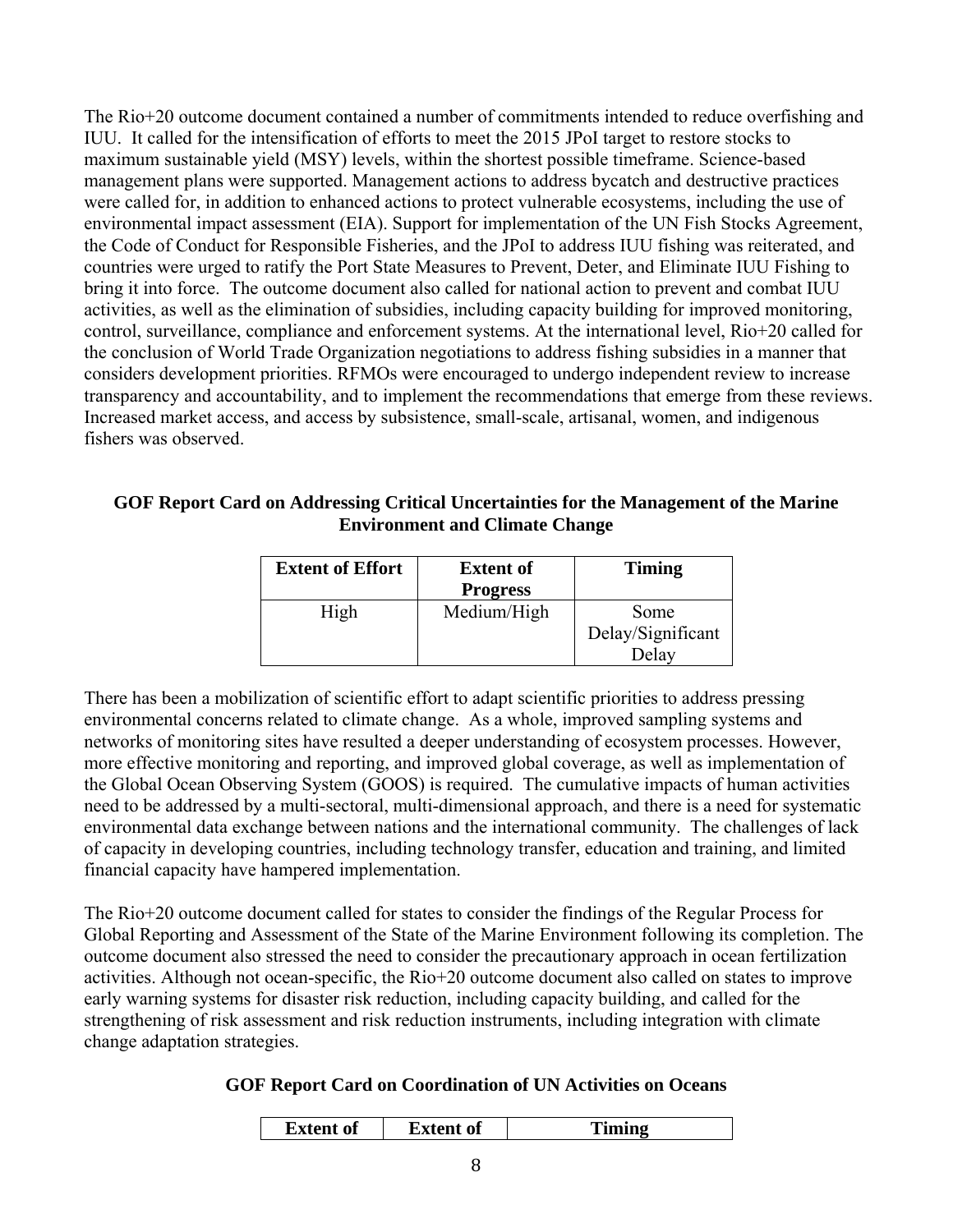The Rio+20 outcome document contained a number of commitments intended to reduce overfishing and IUU. It called for the intensification of efforts to meet the 2015 JPoI target to restore stocks to maximum sustainable yield (MSY) levels, within the shortest possible timeframe. Science-based management plans were supported. Management actions to address bycatch and destructive practices were called for, in addition to enhanced actions to protect vulnerable ecosystems, including the use of environmental impact assessment (EIA). Support for implementation of the UN Fish Stocks Agreement, the Code of Conduct for Responsible Fisheries, and the JPoI to address IUU fishing was reiterated, and countries were urged to ratify the Port State Measures to Prevent, Deter, and Eliminate IUU Fishing to bring it into force. The outcome document also called for national action to prevent and combat IUU activities, as well as the elimination of subsidies, including capacity building for improved monitoring, control, surveillance, compliance and enforcement systems. At the international level, Rio+20 called for the conclusion of World Trade Organization negotiations to address fishing subsidies in a manner that considers development priorities. RFMOs were encouraged to undergo independent review to increase transparency and accountability, and to implement the recommendations that emerge from these reviews. Increased market access, and access by subsistence, small-scale, artisanal, women, and indigenous fishers was observed.

**GOF Report Card on Addressing Critical Uncertainties for the Management of the Marine Environment and Climate Change**

| Extent of Effort | Extent of Progress | Timing |
|---|---|---|
| High | Medium/High | Some Delay/Significant Delay |

There has been a mobilization of scientific effort to adapt scientific priorities to address pressing environmental concerns related to climate change. As a whole, improved sampling systems and networks of monitoring sites have resulted a deeper understanding of ecosystem processes. However, more effective monitoring and reporting, and improved global coverage, as well as implementation of the Global Ocean Observing System (GOOS) is required. The cumulative impacts of human activities need to be addressed by a multi-sectoral, multi-dimensional approach, and there is a need for systematic environmental data exchange between nations and the international community. The challenges of lack of capacity in developing countries, including technology transfer, education and training, and limited financial capacity have hampered implementation.

The Rio+20 outcome document called for states to consider the findings of the Regular Process for Global Reporting and Assessment of the State of the Marine Environment following its completion. The outcome document also stressed the need to consider the precautionary approach in ocean fertilization activities. Although not ocean-specific, the Rio+20 outcome document also called on states to improve early warning systems for disaster risk reduction, including capacity building, and called for the strengthening of risk assessment and risk reduction instruments, including integration with climate change adaptation strategies.

**GOF Report Card on Coordination of UN Activities on Oceans**

| Extent of | Extent of | Timing |
|---|---|---|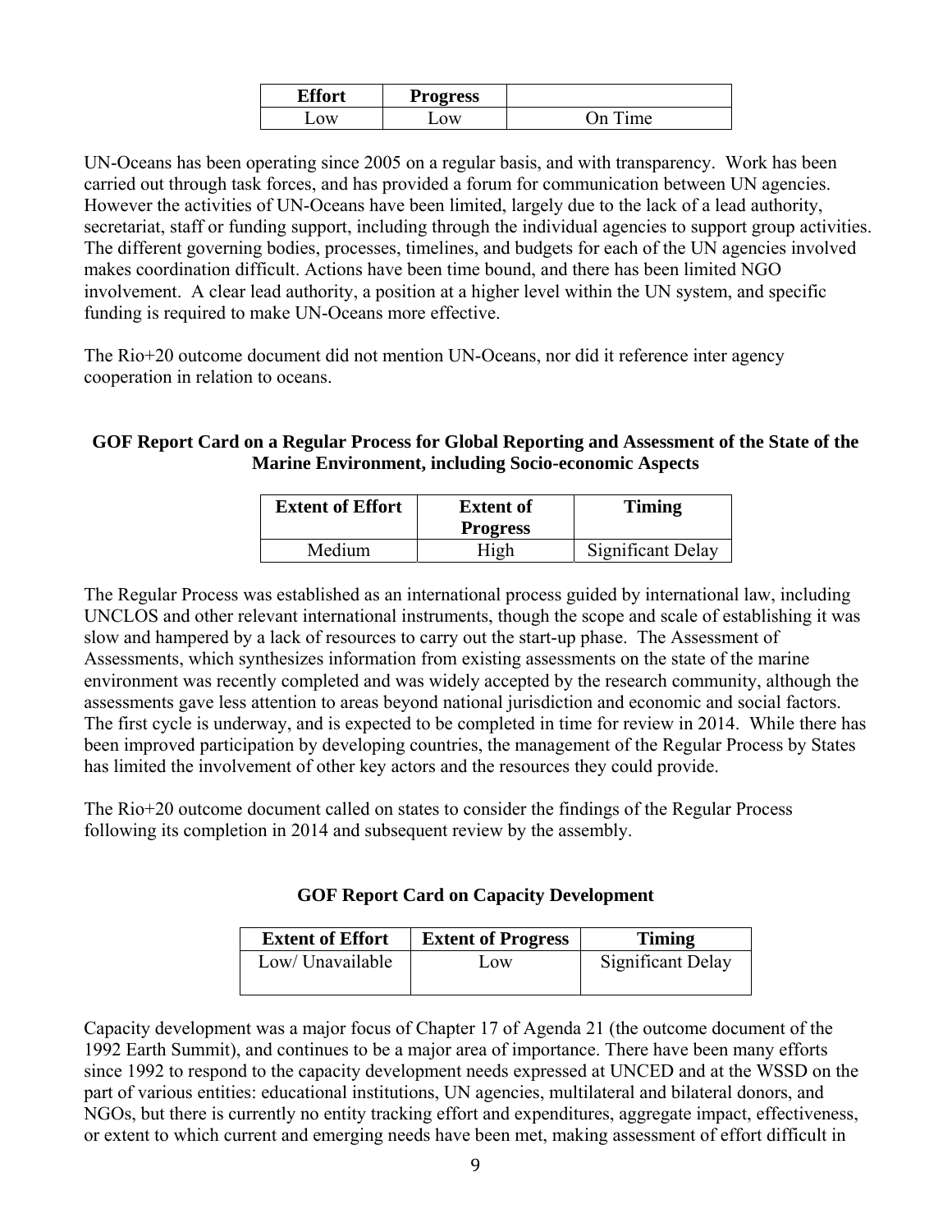| Effort | Progress | |
|---|---|---|
| Low | Low | On Time |

UN-Oceans has been operating since 2005 on a regular basis, and with transparency. Work has been carried out through task forces, and has provided a forum for communication between UN agencies. However the activities of UN-Oceans have been limited, largely due to the lack of a lead authority, secretariat, staff or funding support, including through the individual agencies to support group activities. The different governing bodies, processes, timelines, and budgets for each of the UN agencies involved makes coordination difficult. Actions have been time bound, and there has been limited NGO involvement. A clear lead authority, a position at a higher level within the UN system, and specific funding is required to make UN-Oceans more effective.

The Rio+20 outcome document did not mention UN-Oceans, nor did it reference inter agency cooperation in relation to oceans.

**GOF Report Card on a Regular Process for Global Reporting and Assessment of the State of the Marine Environment, including Socio-economic Aspects**

| Extent of Effort | Extent of Progress | Timing |
|---|---|---|
| Medium | High | Significant Delay |

The Regular Process was established as an international process guided by international law, including UNCLOS and other relevant international instruments, though the scope and scale of establishing it was slow and hampered by a lack of resources to carry out the start-up phase. The Assessment of Assessments, which synthesizes information from existing assessments on the state of the marine environment was recently completed and was widely accepted by the research community, although the assessments gave less attention to areas beyond national jurisdiction and economic and social factors. The first cycle is underway, and is expected to be completed in time for review in 2014. While there has been improved participation by developing countries, the management of the Regular Process by States has limited the involvement of other key actors and the resources they could provide.

The Rio+20 outcome document called on states to consider the findings of the Regular Process following its completion in 2014 and subsequent review by the assembly.

**GOF Report Card on Capacity Development**

| Extent of Effort | Extent of Progress | Timing |
|---|---|---|
| Low/ Unavailable | Low | Significant Delay |

Capacity development was a major focus of Chapter 17 of Agenda 21 (the outcome document of the 1992 Earth Summit), and continues to be a major area of importance. There have been many efforts since 1992 to respond to the capacity development needs expressed at UNCED and at the WSSD on the part of various entities: educational institutions, UN agencies, multilateral and bilateral donors, and NGOs, but there is currently no entity tracking effort and expenditures, aggregate impact, effectiveness, or extent to which current and emerging needs have been met, making assessment of effort difficult in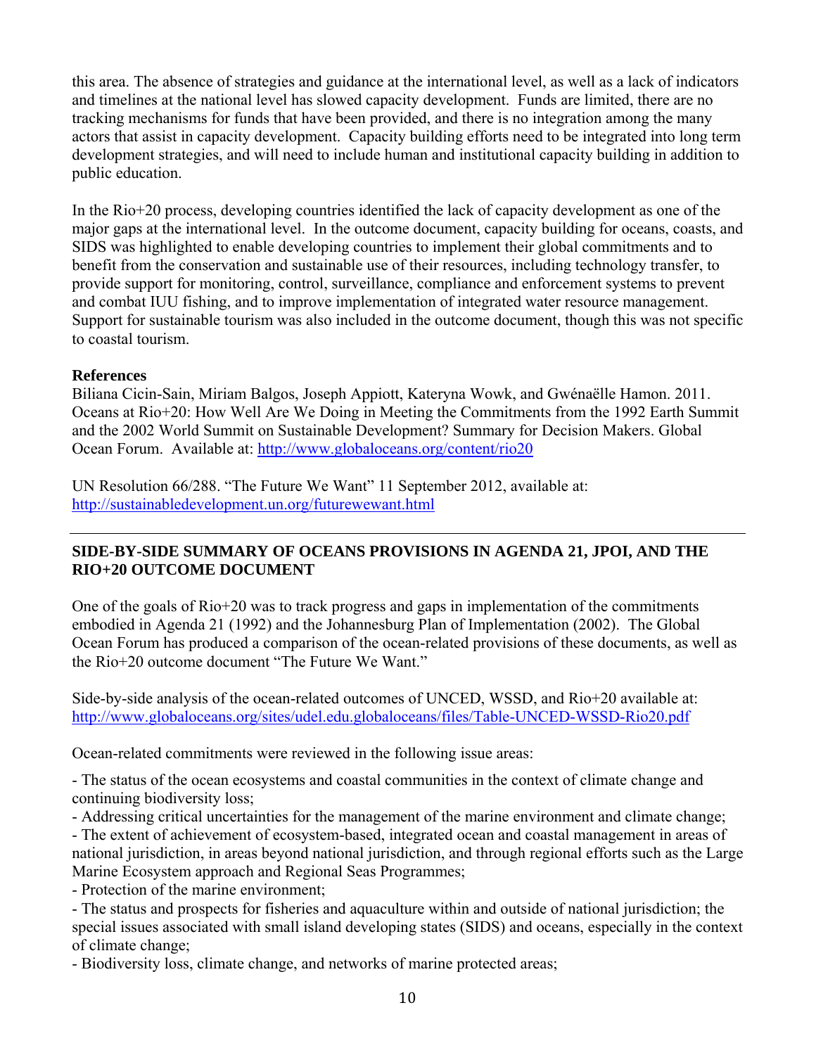this area. The absence of strategies and guidance at the international level, as well as a lack of indicators and timelines at the national level has slowed capacity development. Funds are limited, there are no tracking mechanisms for funds that have been provided, and there is no integration among the many actors that assist in capacity development. Capacity building efforts need to be integrated into long term development strategies, and will need to include human and institutional capacity building in addition to public education.

In the Rio+20 process, developing countries identified the lack of capacity development as one of the major gaps at the international level. In the outcome document, capacity building for oceans, coasts, and SIDS was highlighted to enable developing countries to implement their global commitments and to benefit from the conservation and sustainable use of their resources, including technology transfer, to provide support for monitoring, control, surveillance, compliance and enforcement systems to prevent and combat IUU fishing, and to improve implementation of integrated water resource management. Support for sustainable tourism was also included in the outcome document, though this was not specific to coastal tourism.

**References**

Biliana Cicin-Sain, Miriam Balgos, Joseph Appiott, Kateryna Wowk, and Gwénaëlle Hamon. 2011. Oceans at Rio+20: How Well Are We Doing in Meeting the Commitments from the 1992 Earth Summit and the 2002 World Summit on Sustainable Development? Summary for Decision Makers. Global Ocean Forum. Available at: http://www.globaloceans.org/content/rio20

UN Resolution 66/288. "The Future We Want" 11 September 2012, available at: http://sustainabledevelopment.un.org/futurewewant.html

---

## SIDE-BY-SIDE SUMMARY OF OCEANS PROVISIONS IN AGENDA 21, JPOI, AND THE RIO+20 OUTCOME DOCUMENT

One of the goals of Rio+20 was to track progress and gaps in implementation of the commitments embodied in Agenda 21 (1992) and the Johannesburg Plan of Implementation (2002). The Global Ocean Forum has produced a comparison of the ocean-related provisions of these documents, as well as the Rio+20 outcome document "The Future We Want."

Side-by-side analysis of the ocean-related outcomes of UNCED, WSSD, and Rio+20 available at: http://www.globaloceans.org/sites/udel.edu.globaloceans/files/Table-UNCED-WSSD-Rio20.pdf

Ocean-related commitments were reviewed in the following issue areas:

- The status of the ocean ecosystems and coastal communities in the context of climate change and continuing biodiversity loss;
- Addressing critical uncertainties for the management of the marine environment and climate change;
- The extent of achievement of ecosystem-based, integrated ocean and coastal management in areas of national jurisdiction, in areas beyond national jurisdiction, and through regional efforts such as the Large Marine Ecosystem approach and Regional Seas Programmes;
- Protection of the marine environment;
- The status and prospects for fisheries and aquaculture within and outside of national jurisdiction; the special issues associated with small island developing states (SIDS) and oceans, especially in the context of climate change;
- Biodiversity loss, climate change, and networks of marine protected areas;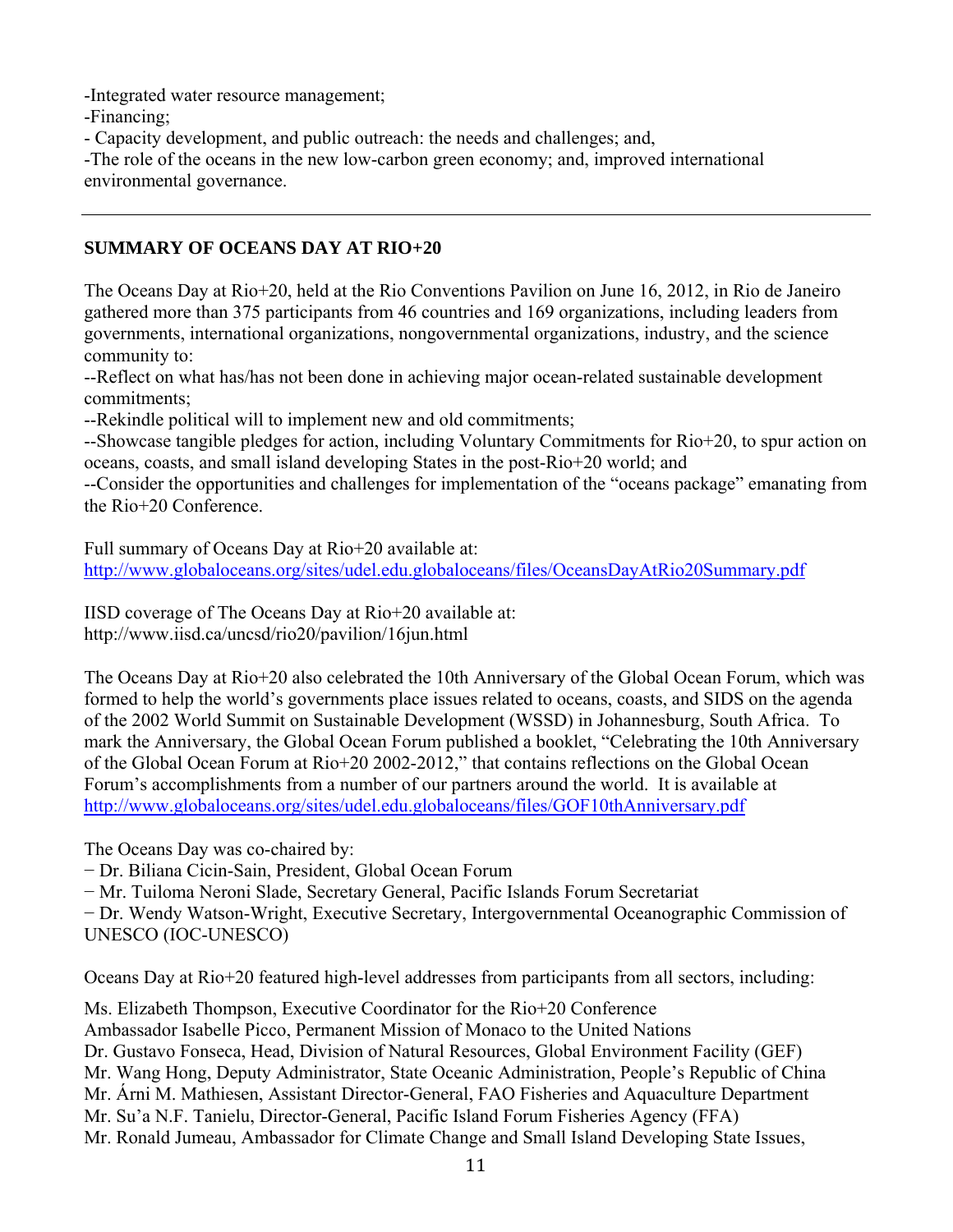-Integrated water resource management;

-Financing;

- Capacity development, and public outreach: the needs and challenges; and,

-The role of the oceans in the new low-carbon green economy; and, improved international environmental governance.

---

## SUMMARY OF OCEANS DAY AT RIO+20

The Oceans Day at Rio+20, held at the Rio Conventions Pavilion on June 16, 2012, in Rio de Janeiro gathered more than 375 participants from 46 countries and 169 organizations, including leaders from governments, international organizations, nongovernmental organizations, industry, and the science community to:

--Reflect on what has/has not been done in achieving major ocean-related sustainable development commitments;

--Rekindle political will to implement new and old commitments;

--Showcase tangible pledges for action, including Voluntary Commitments for Rio+20, to spur action on oceans, coasts, and small island developing States in the post-Rio+20 world; and

--Consider the opportunities and challenges for implementation of the "oceans package" emanating from the Rio+20 Conference.

Full summary of Oceans Day at Rio+20 available at:
http://www.globaloceans.org/sites/udel.edu.globaloceans/files/OceansDayAtRio20Summary.pdf

IISD coverage of The Oceans Day at Rio+20 available at:
http://www.iisd.ca/uncsd/rio20/pavilion/16jun.html

The Oceans Day at Rio+20 also celebrated the 10th Anniversary of the Global Ocean Forum, which was formed to help the world's governments place issues related to oceans, coasts, and SIDS on the agenda of the 2002 World Summit on Sustainable Development (WSSD) in Johannesburg, South Africa. To mark the Anniversary, the Global Ocean Forum published a booklet, "Celebrating the 10th Anniversary of the Global Ocean Forum at Rio+20 2002-2012," that contains reflections on the Global Ocean Forum's accomplishments from a number of our partners around the world. It is available at http://www.globaloceans.org/sites/udel.edu.globaloceans/files/GOF10thAnniversary.pdf

The Oceans Day was co-chaired by:

− Dr. Biliana Cicin-Sain, President, Global Ocean Forum

− Mr. Tuiloma Neroni Slade, Secretary General, Pacific Islands Forum Secretariat

− Dr. Wendy Watson-Wright, Executive Secretary, Intergovernmental Oceanographic Commission of UNESCO (IOC-UNESCO)

Oceans Day at Rio+20 featured high-level addresses from participants from all sectors, including:

Ms. Elizabeth Thompson, Executive Coordinator for the Rio+20 Conference
Ambassador Isabelle Picco, Permanent Mission of Monaco to the United Nations
Dr. Gustavo Fonseca, Head, Division of Natural Resources, Global Environment Facility (GEF)
Mr. Wang Hong, Deputy Administrator, State Oceanic Administration, People's Republic of China
Mr. Árni M. Mathiesen, Assistant Director-General, FAO Fisheries and Aquaculture Department
Mr. Su'a N.F. Tanielu, Director-General, Pacific Island Forum Fisheries Agency (FFA)
Mr. Ronald Jumeau, Ambassador for Climate Change and Small Island Developing State Issues,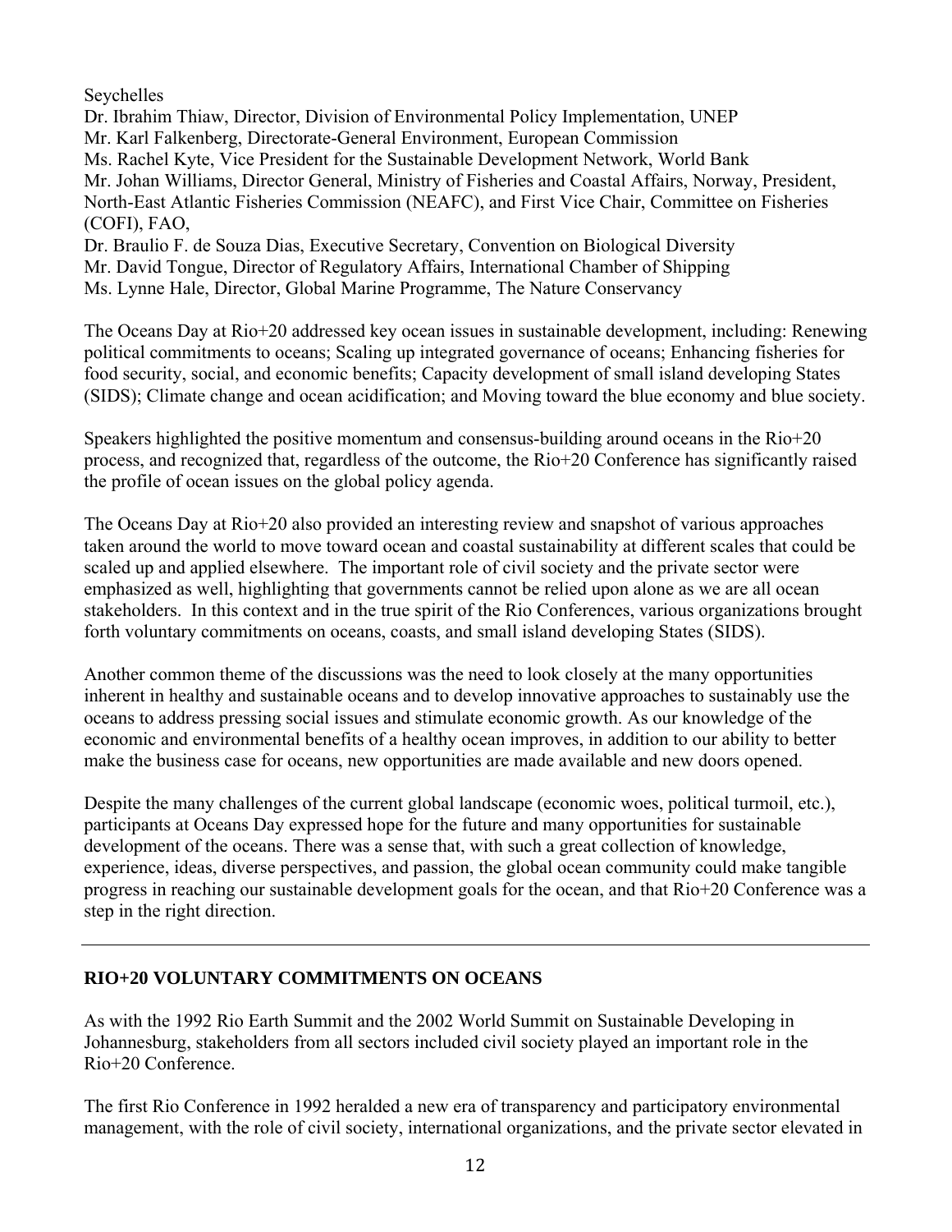Seychelles
Dr. Ibrahim Thiaw, Director, Division of Environmental Policy Implementation, UNEP
Mr. Karl Falkenberg, Directorate-General Environment, European Commission
Ms. Rachel Kyte, Vice President for the Sustainable Development Network, World Bank
Mr. Johan Williams, Director General, Ministry of Fisheries and Coastal Affairs, Norway, President, North-East Atlantic Fisheries Commission (NEAFC), and First Vice Chair, Committee on Fisheries (COFI), FAO,
Dr. Braulio F. de Souza Dias, Executive Secretary, Convention on Biological Diversity
Mr. David Tongue, Director of Regulatory Affairs, International Chamber of Shipping
Ms. Lynne Hale, Director, Global Marine Programme, The Nature Conservancy

The Oceans Day at Rio+20 addressed key ocean issues in sustainable development, including: Renewing political commitments to oceans; Scaling up integrated governance of oceans; Enhancing fisheries for food security, social, and economic benefits; Capacity development of small island developing States (SIDS); Climate change and ocean acidification; and Moving toward the blue economy and blue society.

Speakers highlighted the positive momentum and consensus-building around oceans in the Rio+20 process, and recognized that, regardless of the outcome, the Rio+20 Conference has significantly raised the profile of ocean issues on the global policy agenda.

The Oceans Day at Rio+20 also provided an interesting review and snapshot of various approaches taken around the world to move toward ocean and coastal sustainability at different scales that could be scaled up and applied elsewhere. The important role of civil society and the private sector were emphasized as well, highlighting that governments cannot be relied upon alone as we are all ocean stakeholders. In this context and in the true spirit of the Rio Conferences, various organizations brought forth voluntary commitments on oceans, coasts, and small island developing States (SIDS).

Another common theme of the discussions was the need to look closely at the many opportunities inherent in healthy and sustainable oceans and to develop innovative approaches to sustainably use the oceans to address pressing social issues and stimulate economic growth. As our knowledge of the economic and environmental benefits of a healthy ocean improves, in addition to our ability to better make the business case for oceans, new opportunities are made available and new doors opened.

Despite the many challenges of the current global landscape (economic woes, political turmoil, etc.), participants at Oceans Day expressed hope for the future and many opportunities for sustainable development of the oceans. There was a sense that, with such a great collection of knowledge, experience, ideas, diverse perspectives, and passion, the global ocean community could make tangible progress in reaching our sustainable development goals for the ocean, and that Rio+20 Conference was a step in the right direction.

---

## RIO+20 VOLUNTARY COMMITMENTS ON OCEANS

As with the 1992 Rio Earth Summit and the 2002 World Summit on Sustainable Developing in Johannesburg, stakeholders from all sectors included civil society played an important role in the Rio+20 Conference.

The first Rio Conference in 1992 heralded a new era of transparency and participatory environmental management, with the role of civil society, international organizations, and the private sector elevated in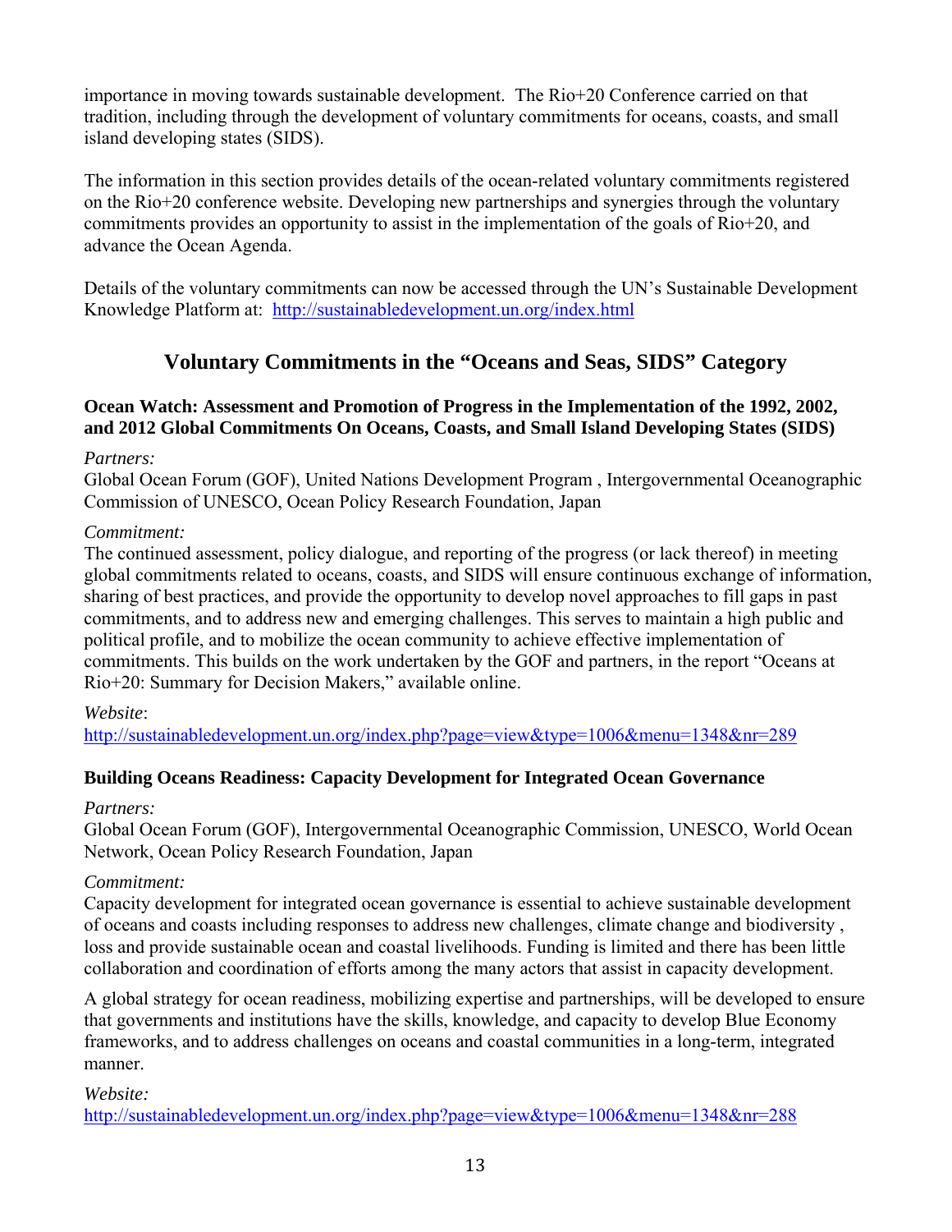importance in moving towards sustainable development. The Rio+20 Conference carried on that tradition, including through the development of voluntary commitments for oceans, coasts, and small island developing states (SIDS).

The information in this section provides details of the ocean-related voluntary commitments registered on the Rio+20 conference website. Developing new partnerships and synergies through the voluntary commitments provides an opportunity to assist in the implementation of the goals of Rio+20, and advance the Ocean Agenda.

Details of the voluntary commitments can now be accessed through the UN's Sustainable Development Knowledge Platform at: http://sustainabledevelopment.un.org/index.html

## Voluntary Commitments in the "Oceans and Seas, SIDS" Category

### Ocean Watch: Assessment and Promotion of Progress in the Implementation of the 1992, 2002, and 2012 Global Commitments On Oceans, Coasts, and Small Island Developing States (SIDS)

*Partners:*

Global Ocean Forum (GOF), United Nations Development Program , Intergovernmental Oceanographic Commission of UNESCO, Ocean Policy Research Foundation, Japan

*Commitment:*

The continued assessment, policy dialogue, and reporting of the progress (or lack thereof) in meeting global commitments related to oceans, coasts, and SIDS will ensure continuous exchange of information, sharing of best practices, and provide the opportunity to develop novel approaches to fill gaps in past commitments, and to address new and emerging challenges. This serves to maintain a high public and political profile, and to mobilize the ocean community to achieve effective implementation of commitments. This builds on the work undertaken by the GOF and partners, in the report "Oceans at Rio+20: Summary for Decision Makers," available online.

*Website*:

http://sustainabledevelopment.un.org/index.php?page=view&type=1006&menu=1348&nr=289

### Building Oceans Readiness: Capacity Development for Integrated Ocean Governance

*Partners:*

Global Ocean Forum (GOF), Intergovernmental Oceanographic Commission, UNESCO, World Ocean Network, Ocean Policy Research Foundation, Japan

*Commitment:*

Capacity development for integrated ocean governance is essential to achieve sustainable development of oceans and coasts including responses to address new challenges, climate change and biodiversity , loss and provide sustainable ocean and coastal livelihoods. Funding is limited and there has been little collaboration and coordination of efforts among the many actors that assist in capacity development.

A global strategy for ocean readiness, mobilizing expertise and partnerships, will be developed to ensure that governments and institutions have the skills, knowledge, and capacity to develop Blue Economy frameworks, and to address challenges on oceans and coastal communities in a long-term, integrated manner.

*Website:*

http://sustainabledevelopment.un.org/index.php?page=view&type=1006&menu=1348&nr=288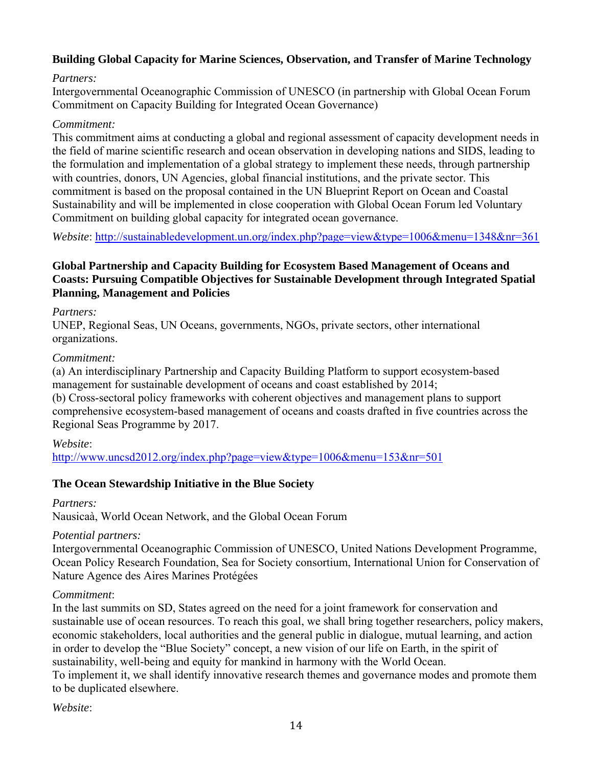**Building Global Capacity for Marine Sciences, Observation, and Transfer of Marine Technology**

*Partners:*
Intergovernmental Oceanographic Commission of UNESCO (in partnership with Global Ocean Forum Commitment on Capacity Building for Integrated Ocean Governance)

*Commitment:*
This commitment aims at conducting a global and regional assessment of capacity development needs in the field of marine scientific research and ocean observation in developing nations and SIDS, leading to the formulation and implementation of a global strategy to implement these needs, through partnership with countries, donors, UN Agencies, global financial institutions, and the private sector. This commitment is based on the proposal contained in the UN Blueprint Report on Ocean and Coastal Sustainability and will be implemented in close cooperation with Global Ocean Forum led Voluntary Commitment on building global capacity for integrated ocean governance.

*Website*: http://sustainabledevelopment.un.org/index.php?page=view&type=1006&menu=1348&nr=361

**Global Partnership and Capacity Building for Ecosystem Based Management of Oceans and Coasts: Pursuing Compatible Objectives for Sustainable Development through Integrated Spatial Planning, Management and Policies**

*Partners:*
UNEP, Regional Seas, UN Oceans, governments, NGOs, private sectors, other international organizations.

*Commitment:*
(a) An interdisciplinary Partnership and Capacity Building Platform to support ecosystem-based management for sustainable development of oceans and coast established by 2014;
(b) Cross-sectoral policy frameworks with coherent objectives and management plans to support comprehensive ecosystem-based management of oceans and coasts drafted in five countries across the Regional Seas Programme by 2017.

*Website*:
http://www.uncsd2012.org/index.php?page=view&type=1006&menu=153&nr=501

**The Ocean Stewardship Initiative in the Blue Society**

*Partners:*
Nausicaà, World Ocean Network, and the Global Ocean Forum

*Potential partners:*
Intergovernmental Oceanographic Commission of UNESCO, United Nations Development Programme, Ocean Policy Research Foundation, Sea for Society consortium, International Union for Conservation of Nature Agence des Aires Marines Protégées

*Commitment*:
In the last summits on SD, States agreed on the need for a joint framework for conservation and sustainable use of ocean resources. To reach this goal, we shall bring together researchers, policy makers, economic stakeholders, local authorities and the general public in dialogue, mutual learning, and action in order to develop the "Blue Society" concept, a new vision of our life on Earth, in the spirit of sustainability, well-being and equity for mankind in harmony with the World Ocean.
To implement it, we shall identify innovative research themes and governance modes and promote them to be duplicated elsewhere.

*Website*: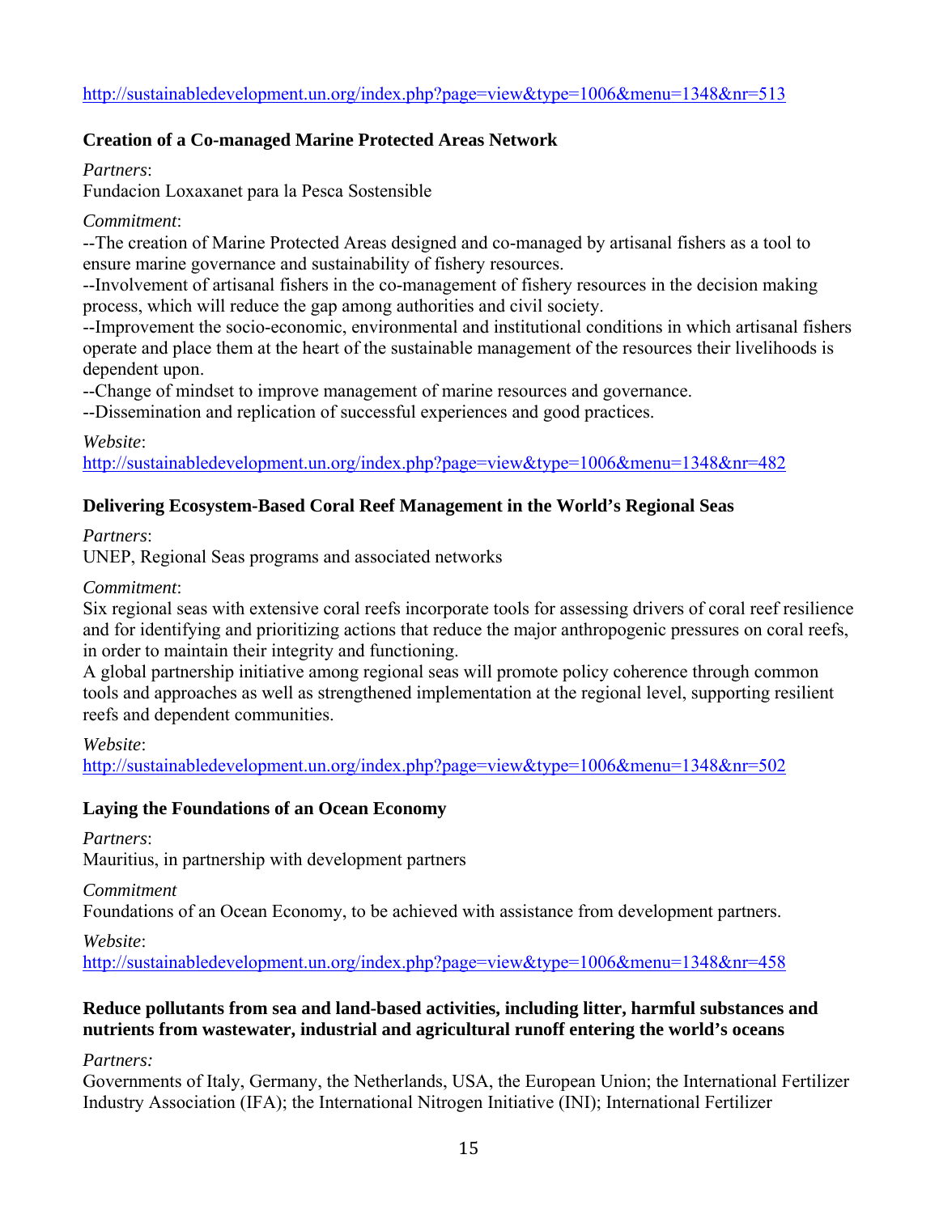http://sustainabledevelopment.un.org/index.php?page=view&type=1006&menu=1348&nr=513

**Creation of a Co-managed Marine Protected Areas Network**

*Partners*:
Fundacion Loxaxanet para la Pesca Sostensible

*Commitment*:
--The creation of Marine Protected Areas designed and co-managed by artisanal fishers as a tool to ensure marine governance and sustainability of fishery resources.
--Involvement of artisanal fishers in the co-management of fishery resources in the decision making process, which will reduce the gap among authorities and civil society.
--Improvement the socio-economic, environmental and institutional conditions in which artisanal fishers operate and place them at the heart of the sustainable management of the resources their livelihoods is dependent upon.
--Change of mindset to improve management of marine resources and governance.
--Dissemination and replication of successful experiences and good practices.

*Website*:
http://sustainabledevelopment.un.org/index.php?page=view&type=1006&menu=1348&nr=482

**Delivering Ecosystem-Based Coral Reef Management in the World's Regional Seas**

*Partners*:
UNEP, Regional Seas programs and associated networks

*Commitment*:
Six regional seas with extensive coral reefs incorporate tools for assessing drivers of coral reef resilience and for identifying and prioritizing actions that reduce the major anthropogenic pressures on coral reefs, in order to maintain their integrity and functioning.
A global partnership initiative among regional seas will promote policy coherence through common tools and approaches as well as strengthened implementation at the regional level, supporting resilient reefs and dependent communities.

*Website*:
http://sustainabledevelopment.un.org/index.php?page=view&type=1006&menu=1348&nr=502

**Laying the Foundations of an Ocean Economy**

*Partners*:
Mauritius, in partnership with development partners

*Commitment*
Foundations of an Ocean Economy, to be achieved with assistance from development partners.

*Website*:
http://sustainabledevelopment.un.org/index.php?page=view&type=1006&menu=1348&nr=458

**Reduce pollutants from sea and land-based activities, including litter, harmful substances and nutrients from wastewater, industrial and agricultural runoff entering the world's oceans**

*Partners:*
Governments of Italy, Germany, the Netherlands, USA, the European Union; the International Fertilizer Industry Association (IFA); the International Nitrogen Initiative (INI); International Fertilizer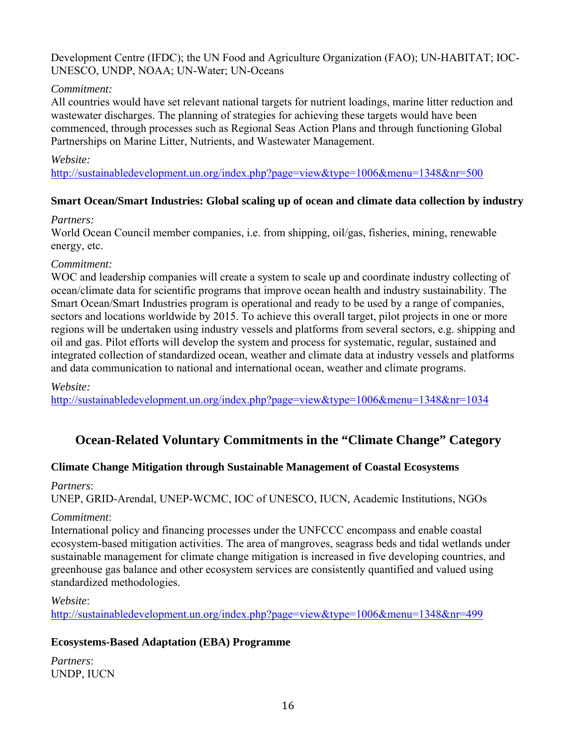Development Centre (IFDC); the UN Food and Agriculture Organization (FAO); UN-HABITAT; IOC-UNESCO, UNDP, NOAA; UN-Water; UN-Oceans

*Commitment:*
All countries would have set relevant national targets for nutrient loadings, marine litter reduction and wastewater discharges. The planning of strategies for achieving these targets would have been commenced, through processes such as Regional Seas Action Plans and through functioning Global Partnerships on Marine Litter, Nutrients, and Wastewater Management.

*Website:*
http://sustainabledevelopment.un.org/index.php?page=view&type=1006&menu=1348&nr=500

### Smart Ocean/Smart Industries: Global scaling up of ocean and climate data collection by industry

*Partners:*
World Ocean Council member companies, i.e. from shipping, oil/gas, fisheries, mining, renewable energy, etc.

*Commitment:*
WOC and leadership companies will create a system to scale up and coordinate industry collecting of ocean/climate data for scientific programs that improve ocean health and industry sustainability. The Smart Ocean/Smart Industries program is operational and ready to be used by a range of companies, sectors and locations worldwide by 2015. To achieve this overall target, pilot projects in one or more regions will be undertaken using industry vessels and platforms from several sectors, e.g. shipping and oil and gas. Pilot efforts will develop the system and process for systematic, regular, sustained and integrated collection of standardized ocean, weather and climate data at industry vessels and platforms and data communication to national and international ocean, weather and climate programs.

*Website:*
http://sustainabledevelopment.un.org/index.php?page=view&type=1006&menu=1348&nr=1034

## Ocean-Related Voluntary Commitments in the "Climate Change" Category

### Climate Change Mitigation through Sustainable Management of Coastal Ecosystems

*Partners*:
UNEP, GRID-Arendal, UNEP-WCMC, IOC of UNESCO, IUCN, Academic Institutions, NGOs

*Commitment*:
International policy and financing processes under the UNFCCC encompass and enable coastal ecosystem-based mitigation activities. The area of mangroves, seagrass beds and tidal wetlands under sustainable management for climate change mitigation is increased in five developing countries, and greenhouse gas balance and other ecosystem services are consistently quantified and valued using standardized methodologies.

*Website*:
http://sustainabledevelopment.un.org/index.php?page=view&type=1006&menu=1348&nr=499

### Ecosystems-Based Adaptation (EBA) Programme

*Partners*:
UNDP, IUCN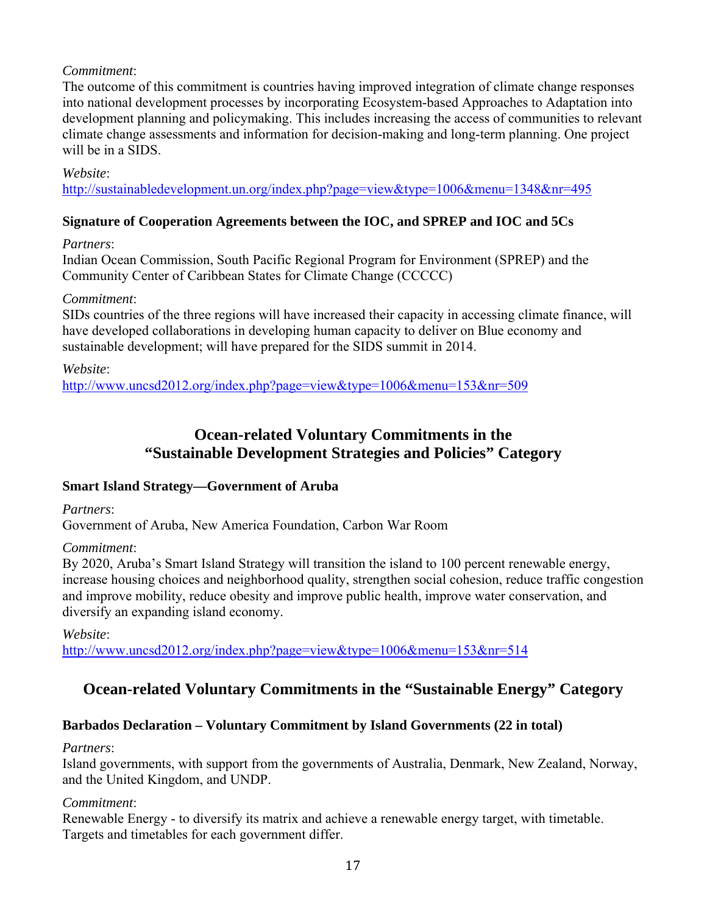*Commitment*:
The outcome of this commitment is countries having improved integration of climate change responses into national development processes by incorporating Ecosystem-based Approaches to Adaptation into development planning and policymaking. This includes increasing the access of communities to relevant climate change assessments and information for decision-making and long-term planning. One project will be in a SIDS.

*Website*:
http://sustainabledevelopment.un.org/index.php?page=view&type=1006&menu=1348&nr=495

### Signature of Cooperation Agreements between the IOC, and SPREP and IOC and 5Cs

*Partners*:
Indian Ocean Commission, South Pacific Regional Program for Environment (SPREP) and the Community Center of Caribbean States for Climate Change (CCCCC)

*Commitment*:
SIDs countries of the three regions will have increased their capacity in accessing climate finance, will have developed collaborations in developing human capacity to deliver on Blue economy and sustainable development; will have prepared for the SIDS summit in 2014.

*Website*:
http://www.uncsd2012.org/index.php?page=view&type=1006&menu=153&nr=509

## Ocean-related Voluntary Commitments in the "Sustainable Development Strategies and Policies" Category

### Smart Island Strategy—Government of Aruba

*Partners*:
Government of Aruba, New America Foundation, Carbon War Room

*Commitment*:
By 2020, Aruba's Smart Island Strategy will transition the island to 100 percent renewable energy, increase housing choices and neighborhood quality, strengthen social cohesion, reduce traffic congestion and improve mobility, reduce obesity and improve public health, improve water conservation, and diversify an expanding island economy.

*Website*:
http://www.uncsd2012.org/index.php?page=view&type=1006&menu=153&nr=514

## Ocean-related Voluntary Commitments in the "Sustainable Energy" Category

### Barbados Declaration – Voluntary Commitment by Island Governments (22 in total)

*Partners*:
Island governments, with support from the governments of Australia, Denmark, New Zealand, Norway, and the United Kingdom, and UNDP.

*Commitment*:
Renewable Energy - to diversify its matrix and achieve a renewable energy target, with timetable. Targets and timetables for each government differ.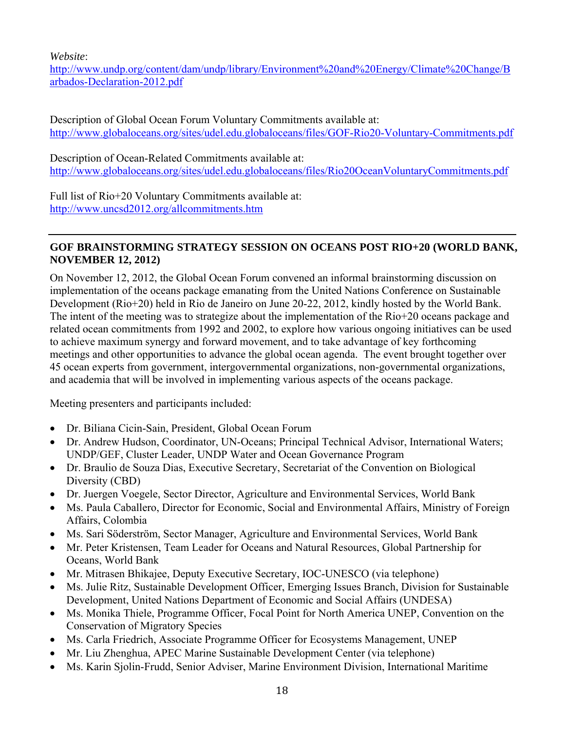*Website*:
http://www.undp.org/content/dam/undp/library/Environment%20and%20Energy/Climate%20Change/Barbados-Declaration-2012.pdf

Description of Global Ocean Forum Voluntary Commitments available at:
http://www.globaloceans.org/sites/udel.edu.globaloceans/files/GOF-Rio20-Voluntary-Commitments.pdf

Description of Ocean-Related Commitments available at:
http://www.globaloceans.org/sites/udel.edu.globaloceans/files/Rio20OceanVoluntaryCommitments.pdf

Full list of Rio+20 Voluntary Commitments available at:
http://www.uncsd2012.org/allcommitments.htm

---

## GOF BRAINSTORMING STRATEGY SESSION ON OCEANS POST RIO+20 (WORLD BANK, NOVEMBER 12, 2012)

On November 12, 2012, the Global Ocean Forum convened an informal brainstorming discussion on implementation of the oceans package emanating from the United Nations Conference on Sustainable Development (Rio+20) held in Rio de Janeiro on June 20-22, 2012, kindly hosted by the World Bank. The intent of the meeting was to strategize about the implementation of the Rio+20 oceans package and related ocean commitments from 1992 and 2002, to explore how various ongoing initiatives can be used to achieve maximum synergy and forward movement, and to take advantage of key forthcoming meetings and other opportunities to advance the global ocean agenda. The event brought together over 45 ocean experts from government, intergovernmental organizations, non-governmental organizations, and academia that will be involved in implementing various aspects of the oceans package.

Meeting presenters and participants included:

- Dr. Biliana Cicin-Sain, President, Global Ocean Forum
- Dr. Andrew Hudson, Coordinator, UN-Oceans; Principal Technical Advisor, International Waters; UNDP/GEF, Cluster Leader, UNDP Water and Ocean Governance Program
- Dr. Braulio de Souza Dias, Executive Secretary, Secretariat of the Convention on Biological Diversity (CBD)
- Dr. Juergen Voegele, Sector Director, Agriculture and Environmental Services, World Bank
- Ms. Paula Caballero, Director for Economic, Social and Environmental Affairs, Ministry of Foreign Affairs, Colombia
- Ms. Sari Söderström, Sector Manager, Agriculture and Environmental Services, World Bank
- Mr. Peter Kristensen, Team Leader for Oceans and Natural Resources, Global Partnership for Oceans, World Bank
- Mr. Mitrasen Bhikajee, Deputy Executive Secretary, IOC-UNESCO (via telephone)
- Ms. Julie Ritz, Sustainable Development Officer, Emerging Issues Branch, Division for Sustainable Development, United Nations Department of Economic and Social Affairs (UNDESA)
- Ms. Monika Thiele, Programme Officer, Focal Point for North America UNEP, Convention on the Conservation of Migratory Species
- Ms. Carla Friedrich, Associate Programme Officer for Ecosystems Management, UNEP
- Mr. Liu Zhenghua, APEC Marine Sustainable Development Center (via telephone)
- Ms. Karin Sjolin-Frudd, Senior Adviser, Marine Environment Division, International Maritime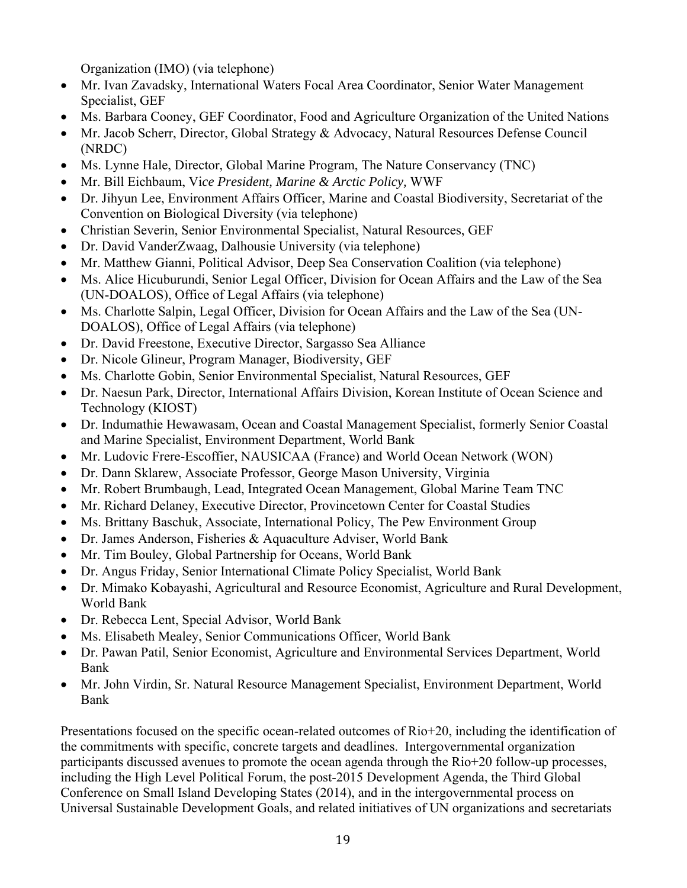Organization (IMO) (via telephone)

- Mr. Ivan Zavadsky, International Waters Focal Area Coordinator, Senior Water Management Specialist, GEF
- Ms. Barbara Cooney, GEF Coordinator, Food and Agriculture Organization of the United Nations
- Mr. Jacob Scherr, Director, Global Strategy & Advocacy, Natural Resources Defense Council (NRDC)
- Ms. Lynne Hale, Director, Global Marine Program, The Nature Conservancy (TNC)
- Mr. Bill Eichbaum, Vi*ce President, Marine & Arctic Policy,* WWF
- Dr. Jihyun Lee, Environment Affairs Officer, Marine and Coastal Biodiversity, Secretariat of the Convention on Biological Diversity (via telephone)
- Christian Severin, Senior Environmental Specialist, Natural Resources, GEF
- Dr. David VanderZwaag, Dalhousie University (via telephone)
- Mr. Matthew Gianni, Political Advisor, Deep Sea Conservation Coalition (via telephone)
- Ms. Alice Hicuburundi, Senior Legal Officer, Division for Ocean Affairs and the Law of the Sea (UN-DOALOS), Office of Legal Affairs (via telephone)
- Ms. Charlotte Salpin, Legal Officer, Division for Ocean Affairs and the Law of the Sea (UN-DOALOS), Office of Legal Affairs (via telephone)
- Dr. David Freestone, Executive Director, Sargasso Sea Alliance
- Dr. Nicole Glineur, Program Manager, Biodiversity, GEF
- Ms. Charlotte Gobin, Senior Environmental Specialist, Natural Resources, GEF
- Dr. Naesun Park, Director, International Affairs Division, Korean Institute of Ocean Science and Technology (KIOST)
- Dr. Indumathie Hewawasam, Ocean and Coastal Management Specialist, formerly Senior Coastal and Marine Specialist, Environment Department, World Bank
- Mr. Ludovic Frere-Escoffier, NAUSICAA (France) and World Ocean Network (WON)
- Dr. Dann Sklarew, Associate Professor, George Mason University, Virginia
- Mr. Robert Brumbaugh, Lead, Integrated Ocean Management, Global Marine Team TNC
- Mr. Richard Delaney, Executive Director, Provincetown Center for Coastal Studies
- Ms. Brittany Baschuk, Associate, International Policy, The Pew Environment Group
- Dr. James Anderson, Fisheries & Aquaculture Adviser, World Bank
- Mr. Tim Bouley, Global Partnership for Oceans, World Bank
- Dr. Angus Friday, Senior International Climate Policy Specialist, World Bank
- Dr. Mimako Kobayashi, Agricultural and Resource Economist, Agriculture and Rural Development, World Bank
- Dr. Rebecca Lent, Special Advisor, World Bank
- Ms. Elisabeth Mealey, Senior Communications Officer, World Bank
- Dr. Pawan Patil, Senior Economist, Agriculture and Environmental Services Department, World Bank
- Mr. John Virdin, Sr. Natural Resource Management Specialist, Environment Department, World Bank

Presentations focused on the specific ocean-related outcomes of Rio+20, including the identification of the commitments with specific, concrete targets and deadlines. Intergovernmental organization participants discussed avenues to promote the ocean agenda through the Rio+20 follow-up processes, including the High Level Political Forum, the post-2015 Development Agenda, the Third Global Conference on Small Island Developing States (2014), and in the intergovernmental process on Universal Sustainable Development Goals, and related initiatives of UN organizations and secretariats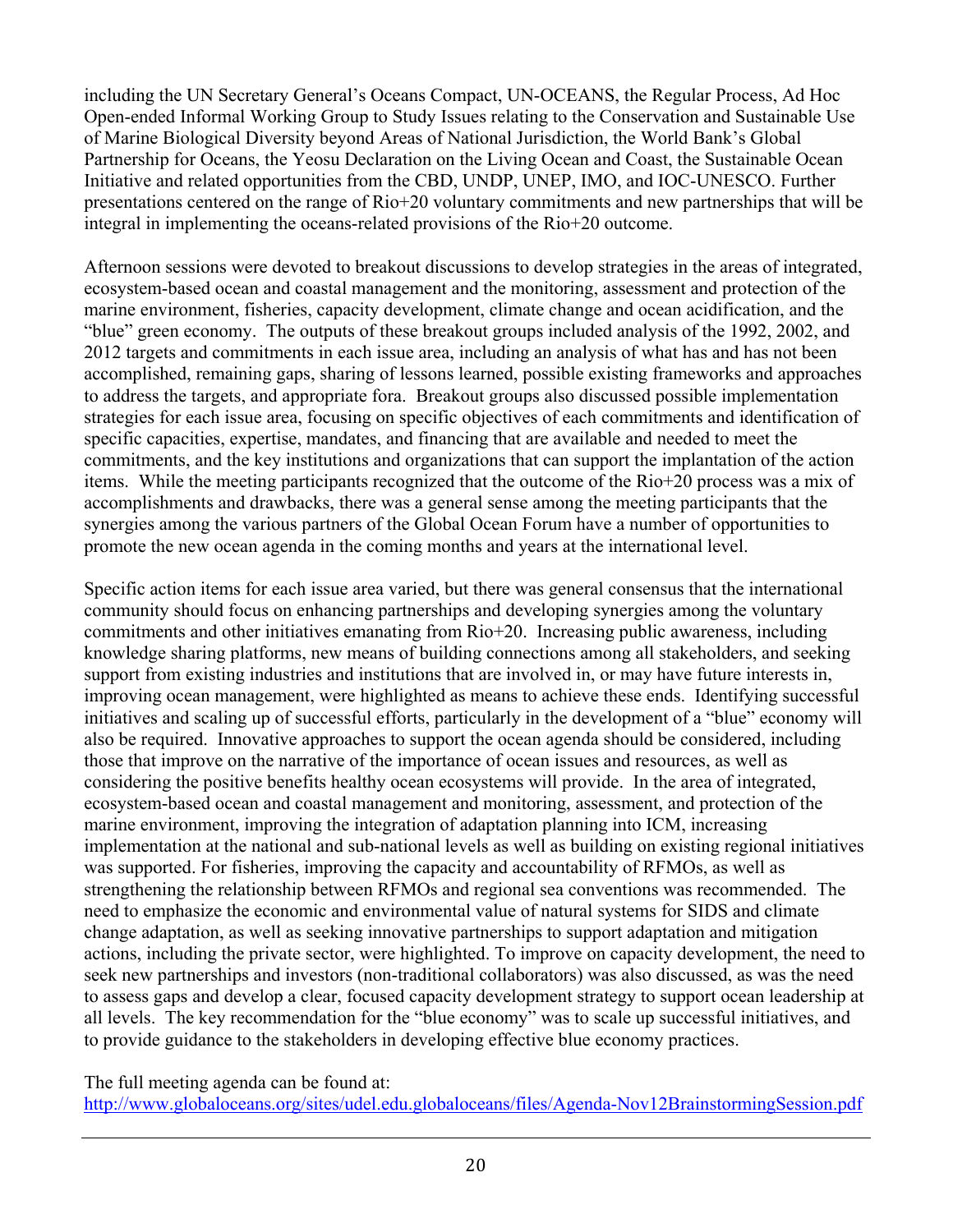including the UN Secretary General's Oceans Compact, UN-OCEANS, the Regular Process, Ad Hoc Open-ended Informal Working Group to Study Issues relating to the Conservation and Sustainable Use of Marine Biological Diversity beyond Areas of National Jurisdiction, the World Bank's Global Partnership for Oceans, the Yeosu Declaration on the Living Ocean and Coast, the Sustainable Ocean Initiative and related opportunities from the CBD, UNDP, UNEP, IMO, and IOC-UNESCO. Further presentations centered on the range of Rio+20 voluntary commitments and new partnerships that will be integral in implementing the oceans-related provisions of the Rio+20 outcome.

Afternoon sessions were devoted to breakout discussions to develop strategies in the areas of integrated, ecosystem-based ocean and coastal management and the monitoring, assessment and protection of the marine environment, fisheries, capacity development, climate change and ocean acidification, and the "blue" green economy. The outputs of these breakout groups included analysis of the 1992, 2002, and 2012 targets and commitments in each issue area, including an analysis of what has and has not been accomplished, remaining gaps, sharing of lessons learned, possible existing frameworks and approaches to address the targets, and appropriate fora. Breakout groups also discussed possible implementation strategies for each issue area, focusing on specific objectives of each commitments and identification of specific capacities, expertise, mandates, and financing that are available and needed to meet the commitments, and the key institutions and organizations that can support the implantation of the action items. While the meeting participants recognized that the outcome of the Rio+20 process was a mix of accomplishments and drawbacks, there was a general sense among the meeting participants that the synergies among the various partners of the Global Ocean Forum have a number of opportunities to promote the new ocean agenda in the coming months and years at the international level.

Specific action items for each issue area varied, but there was general consensus that the international community should focus on enhancing partnerships and developing synergies among the voluntary commitments and other initiatives emanating from Rio+20. Increasing public awareness, including knowledge sharing platforms, new means of building connections among all stakeholders, and seeking support from existing industries and institutions that are involved in, or may have future interests in, improving ocean management, were highlighted as means to achieve these ends. Identifying successful initiatives and scaling up of successful efforts, particularly in the development of a "blue" economy will also be required. Innovative approaches to support the ocean agenda should be considered, including those that improve on the narrative of the importance of ocean issues and resources, as well as considering the positive benefits healthy ocean ecosystems will provide. In the area of integrated, ecosystem-based ocean and coastal management and monitoring, assessment, and protection of the marine environment, improving the integration of adaptation planning into ICM, increasing implementation at the national and sub-national levels as well as building on existing regional initiatives was supported. For fisheries, improving the capacity and accountability of RFMOs, as well as strengthening the relationship between RFMOs and regional sea conventions was recommended. The need to emphasize the economic and environmental value of natural systems for SIDS and climate change adaptation, as well as seeking innovative partnerships to support adaptation and mitigation actions, including the private sector, were highlighted. To improve on capacity development, the need to seek new partnerships and investors (non-traditional collaborators) was also discussed, as was the need to assess gaps and develop a clear, focused capacity development strategy to support ocean leadership at all levels. The key recommendation for the "blue economy" was to scale up successful initiatives, and to provide guidance to the stakeholders in developing effective blue economy practices.

The full meeting agenda can be found at:
http://www.globaloceans.org/sites/udel.edu.globaloceans/files/Agenda-Nov12BrainstormingSession.pdf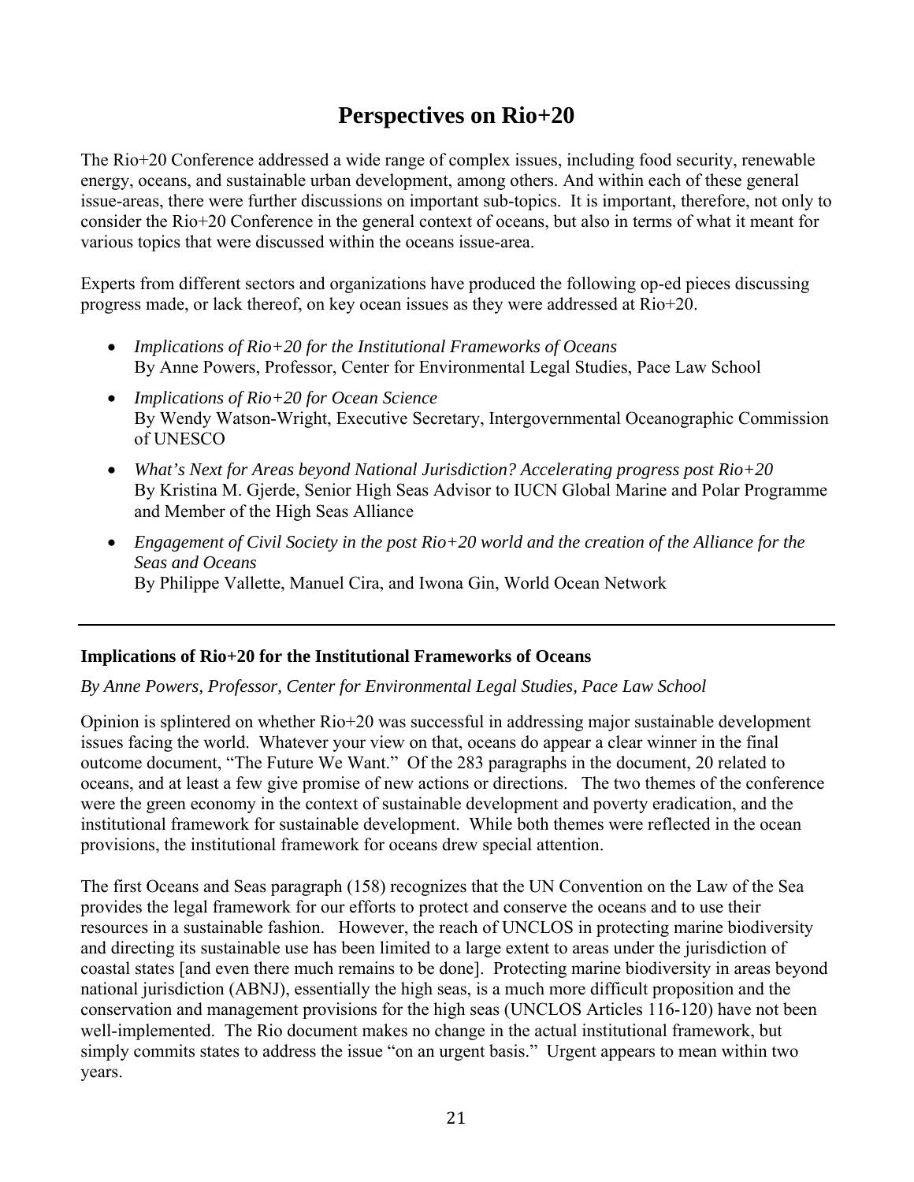# Perspectives on Rio+20

The Rio+20 Conference addressed a wide range of complex issues, including food security, renewable energy, oceans, and sustainable urban development, among others. And within each of these general issue-areas, there were further discussions on important sub-topics. It is important, therefore, not only to consider the Rio+20 Conference in the general context of oceans, but also in terms of what it meant for various topics that were discussed within the oceans issue-area.

Experts from different sectors and organizations have produced the following op-ed pieces discussing progress made, or lack thereof, on key ocean issues as they were addressed at Rio+20.

- *Implications of Rio+20 for the Institutional Frameworks of Oceans*
  By Anne Powers, Professor, Center for Environmental Legal Studies, Pace Law School
- *Implications of Rio+20 for Ocean Science*
  By Wendy Watson-Wright, Executive Secretary, Intergovernmental Oceanographic Commission of UNESCO
- *What's Next for Areas beyond National Jurisdiction? Accelerating progress post Rio+20*
  By Kristina M. Gjerde, Senior High Seas Advisor to IUCN Global Marine and Polar Programme and Member of the High Seas Alliance
- *Engagement of Civil Society in the post Rio+20 world and the creation of the Alliance for the Seas and Oceans*
  By Philippe Vallette, Manuel Cira, and Iwona Gin, World Ocean Network

---

## Implications of Rio+20 for the Institutional Frameworks of Oceans

*By Anne Powers, Professor, Center for Environmental Legal Studies, Pace Law School*

Opinion is splintered on whether Rio+20 was successful in addressing major sustainable development issues facing the world. Whatever your view on that, oceans do appear a clear winner in the final outcome document, "The Future We Want." Of the 283 paragraphs in the document, 20 related to oceans, and at least a few give promise of new actions or directions. The two themes of the conference were the green economy in the context of sustainable development and poverty eradication, and the institutional framework for sustainable development. While both themes were reflected in the ocean provisions, the institutional framework for oceans drew special attention.

The first Oceans and Seas paragraph (158) recognizes that the UN Convention on the Law of the Sea provides the legal framework for our efforts to protect and conserve the oceans and to use their resources in a sustainable fashion. However, the reach of UNCLOS in protecting marine biodiversity and directing its sustainable use has been limited to a large extent to areas under the jurisdiction of coastal states [and even there much remains to be done]. Protecting marine biodiversity in areas beyond national jurisdiction (ABNJ), essentially the high seas, is a much more difficult proposition and the conservation and management provisions for the high seas (UNCLOS Articles 116-120) have not been well-implemented. The Rio document makes no change in the actual institutional framework, but simply commits states to address the issue "on an urgent basis." Urgent appears to mean within two years.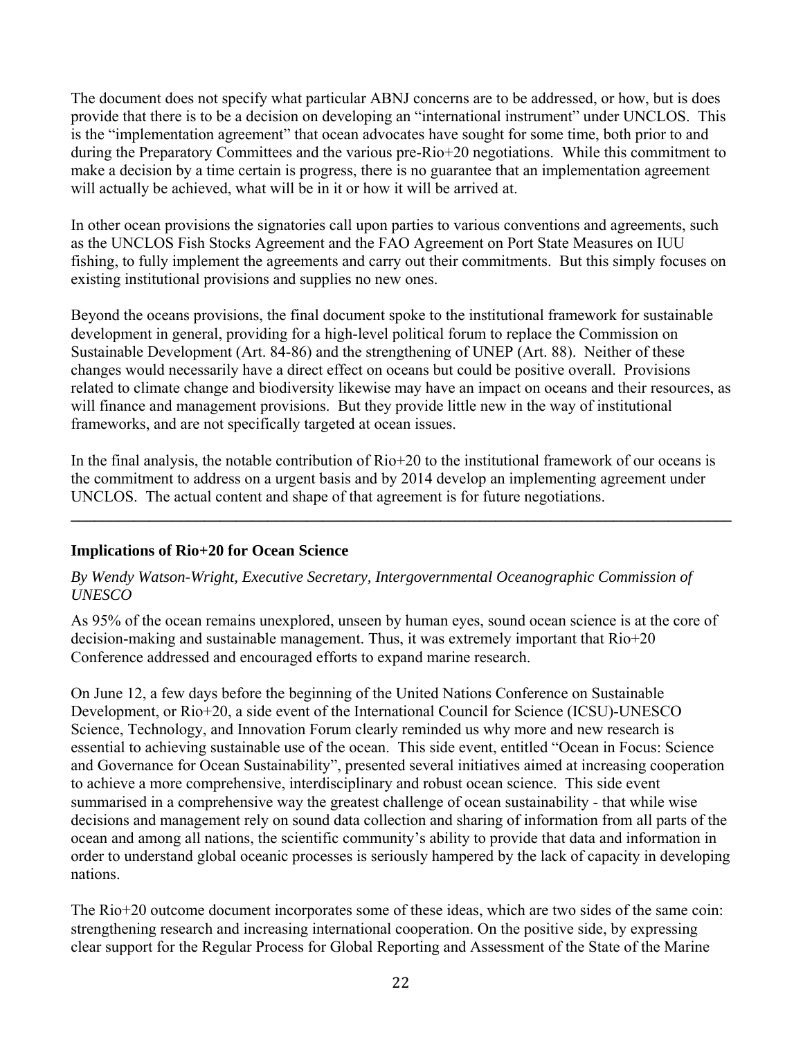The document does not specify what particular ABNJ concerns are to be addressed, or how, but is does provide that there is to be a decision on developing an "international instrument" under UNCLOS. This is the "implementation agreement" that ocean advocates have sought for some time, both prior to and during the Preparatory Committees and the various pre-Rio+20 negotiations. While this commitment to make a decision by a time certain is progress, there is no guarantee that an implementation agreement will actually be achieved, what will be in it or how it will be arrived at.

In other ocean provisions the signatories call upon parties to various conventions and agreements, such as the UNCLOS Fish Stocks Agreement and the FAO Agreement on Port State Measures on IUU fishing, to fully implement the agreements and carry out their commitments. But this simply focuses on existing institutional provisions and supplies no new ones.

Beyond the oceans provisions, the final document spoke to the institutional framework for sustainable development in general, providing for a high-level political forum to replace the Commission on Sustainable Development (Art. 84-86) and the strengthening of UNEP (Art. 88). Neither of these changes would necessarily have a direct effect on oceans but could be positive overall. Provisions related to climate change and biodiversity likewise may have an impact on oceans and their resources, as will finance and management provisions. But they provide little new in the way of institutional frameworks, and are not specifically targeted at ocean issues.

In the final analysis, the notable contribution of Rio+20 to the institutional framework of our oceans is the commitment to address on a urgent basis and by 2014 develop an implementing agreement under UNCLOS. The actual content and shape of that agreement is for future negotiations.

---

**Implications of Rio+20 for Ocean Science**

*By Wendy Watson-Wright, Executive Secretary, Intergovernmental Oceanographic Commission of UNESCO*

As 95% of the ocean remains unexplored, unseen by human eyes, sound ocean science is at the core of decision-making and sustainable management. Thus, it was extremely important that Rio+20 Conference addressed and encouraged efforts to expand marine research.

On June 12, a few days before the beginning of the United Nations Conference on Sustainable Development, or Rio+20, a side event of the International Council for Science (ICSU)-UNESCO Science, Technology, and Innovation Forum clearly reminded us why more and new research is essential to achieving sustainable use of the ocean. This side event, entitled "Ocean in Focus: Science and Governance for Ocean Sustainability", presented several initiatives aimed at increasing cooperation to achieve a more comprehensive, interdisciplinary and robust ocean science. This side event summarised in a comprehensive way the greatest challenge of ocean sustainability - that while wise decisions and management rely on sound data collection and sharing of information from all parts of the ocean and among all nations, the scientific community's ability to provide that data and information in order to understand global oceanic processes is seriously hampered by the lack of capacity in developing nations.

The Rio+20 outcome document incorporates some of these ideas, which are two sides of the same coin: strengthening research and increasing international cooperation. On the positive side, by expressing clear support for the Regular Process for Global Reporting and Assessment of the State of the Marine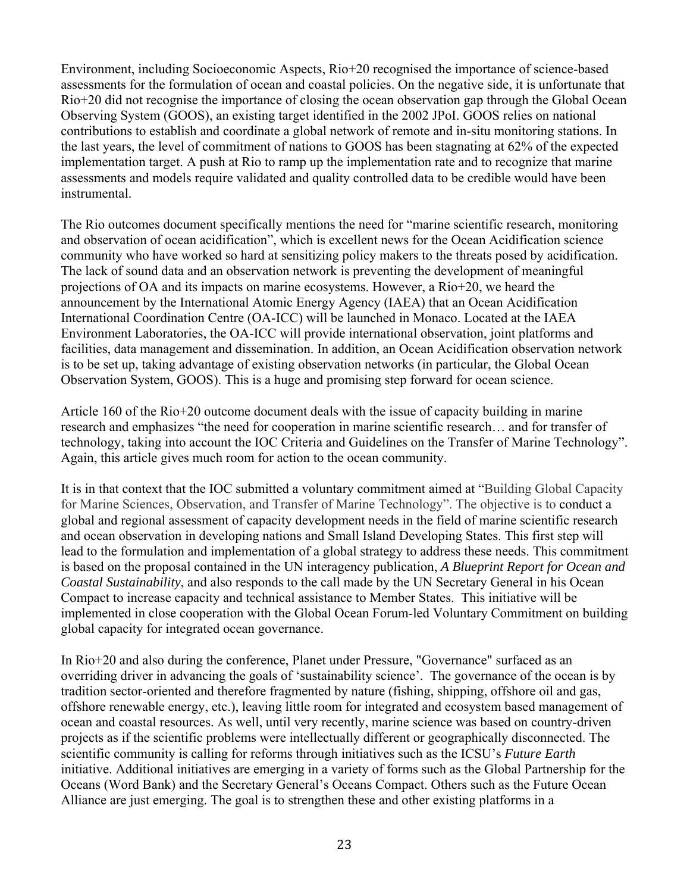Environment, including Socioeconomic Aspects, Rio+20 recognised the importance of science-based assessments for the formulation of ocean and coastal policies. On the negative side, it is unfortunate that Rio+20 did not recognise the importance of closing the ocean observation gap through the Global Ocean Observing System (GOOS), an existing target identified in the 2002 JPoI. GOOS relies on national contributions to establish and coordinate a global network of remote and in-situ monitoring stations. In the last years, the level of commitment of nations to GOOS has been stagnating at 62% of the expected implementation target. A push at Rio to ramp up the implementation rate and to recognize that marine assessments and models require validated and quality controlled data to be credible would have been instrumental.

The Rio outcomes document specifically mentions the need for "marine scientific research, monitoring and observation of ocean acidification", which is excellent news for the Ocean Acidification science community who have worked so hard at sensitizing policy makers to the threats posed by acidification. The lack of sound data and an observation network is preventing the development of meaningful projections of OA and its impacts on marine ecosystems. However, a Rio+20, we heard the announcement by the International Atomic Energy Agency (IAEA) that an Ocean Acidification International Coordination Centre (OA-ICC) will be launched in Monaco. Located at the IAEA Environment Laboratories, the OA-ICC will provide international observation, joint platforms and facilities, data management and dissemination. In addition, an Ocean Acidification observation network is to be set up, taking advantage of existing observation networks (in particular, the Global Ocean Observation System, GOOS). This is a huge and promising step forward for ocean science.

Article 160 of the Rio+20 outcome document deals with the issue of capacity building in marine research and emphasizes "the need for cooperation in marine scientific research… and for transfer of technology, taking into account the IOC Criteria and Guidelines on the Transfer of Marine Technology". Again, this article gives much room for action to the ocean community.

It is in that context that the IOC submitted a voluntary commitment aimed at "Building Global Capacity for Marine Sciences, Observation, and Transfer of Marine Technology". The objective is to conduct a global and regional assessment of capacity development needs in the field of marine scientific research and ocean observation in developing nations and Small Island Developing States. This first step will lead to the formulation and implementation of a global strategy to address these needs. This commitment is based on the proposal contained in the UN interagency publication, *A Blueprint Report for Ocean and Coastal Sustainability*, and also responds to the call made by the UN Secretary General in his Ocean Compact to increase capacity and technical assistance to Member States. This initiative will be implemented in close cooperation with the Global Ocean Forum-led Voluntary Commitment on building global capacity for integrated ocean governance.

In Rio+20 and also during the conference, Planet under Pressure, "Governance" surfaced as an overriding driver in advancing the goals of 'sustainability science'. The governance of the ocean is by tradition sector-oriented and therefore fragmented by nature (fishing, shipping, offshore oil and gas, offshore renewable energy, etc.), leaving little room for integrated and ecosystem based management of ocean and coastal resources. As well, until very recently, marine science was based on country-driven projects as if the scientific problems were intellectually different or geographically disconnected. The scientific community is calling for reforms through initiatives such as the ICSU's *Future Earth* initiative. Additional initiatives are emerging in a variety of forms such as the Global Partnership for the Oceans (Word Bank) and the Secretary General's Oceans Compact. Others such as the Future Ocean Alliance are just emerging. The goal is to strengthen these and other existing platforms in a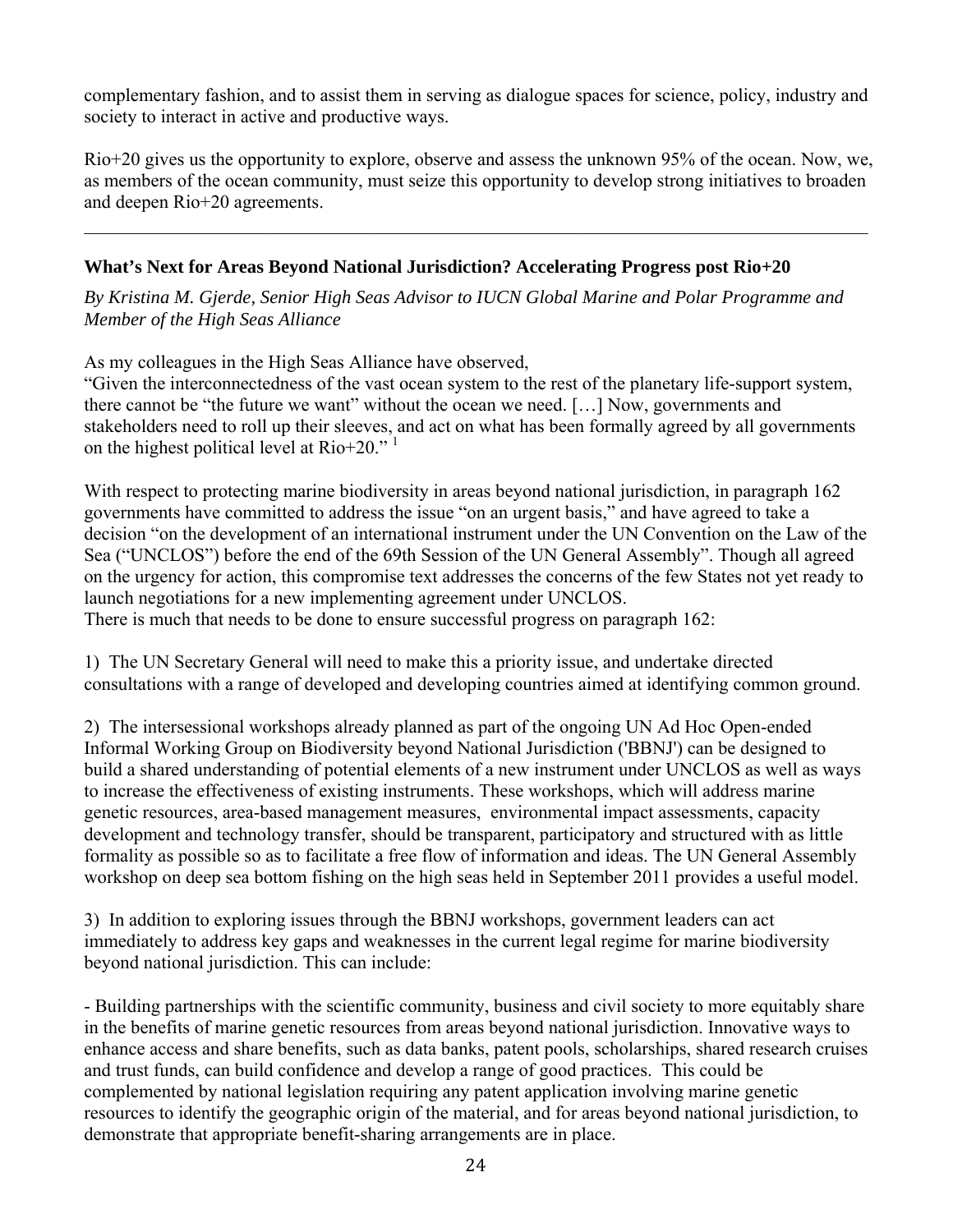complementary fashion, and to assist them in serving as dialogue spaces for science, policy, industry and society to interact in active and productive ways.

Rio+20 gives us the opportunity to explore, observe and assess the unknown 95% of the ocean. Now, we, as members of the ocean community, must seize this opportunity to develop strong initiatives to broaden and deepen Rio+20 agreements.

---

## What's Next for Areas Beyond National Jurisdiction? Accelerating Progress post Rio+20

*By Kristina M. Gjerde, Senior High Seas Advisor to IUCN Global Marine and Polar Programme and Member of the High Seas Alliance*

As my colleagues in the High Seas Alliance have observed,
"Given the interconnectedness of the vast ocean system to the rest of the planetary life-support system, there cannot be "the future we want" without the ocean we need. […] Now, governments and stakeholders need to roll up their sleeves, and act on what has been formally agreed by all governments on the highest political level at Rio+20." [1]

With respect to protecting marine biodiversity in areas beyond national jurisdiction, in paragraph 162 governments have committed to address the issue "on an urgent basis," and have agreed to take a decision "on the development of an international instrument under the UN Convention on the Law of the Sea ("UNCLOS") before the end of the 69th Session of the UN General Assembly". Though all agreed on the urgency for action, this compromise text addresses the concerns of the few States not yet ready to launch negotiations for a new implementing agreement under UNCLOS.
There is much that needs to be done to ensure successful progress on paragraph 162:

1) The UN Secretary General will need to make this a priority issue, and undertake directed consultations with a range of developed and developing countries aimed at identifying common ground.

2) The intersessional workshops already planned as part of the ongoing UN Ad Hoc Open-ended Informal Working Group on Biodiversity beyond National Jurisdiction ('BBNJ') can be designed to build a shared understanding of potential elements of a new instrument under UNCLOS as well as ways to increase the effectiveness of existing instruments. These workshops, which will address marine genetic resources, area-based management measures, environmental impact assessments, capacity development and technology transfer, should be transparent, participatory and structured with as little formality as possible so as to facilitate a free flow of information and ideas. The UN General Assembly workshop on deep sea bottom fishing on the high seas held in September 2011 provides a useful model.

3) In addition to exploring issues through the BBNJ workshops, government leaders can act immediately to address key gaps and weaknesses in the current legal regime for marine biodiversity beyond national jurisdiction. This can include:

- Building partnerships with the scientific community, business and civil society to more equitably share in the benefits of marine genetic resources from areas beyond national jurisdiction. Innovative ways to enhance access and share benefits, such as data banks, patent pools, scholarships, shared research cruises and trust funds, can build confidence and develop a range of good practices. This could be complemented by national legislation requiring any patent application involving marine genetic resources to identify the geographic origin of the material, and for areas beyond national jurisdiction, to demonstrate that appropriate benefit-sharing arrangements are in place.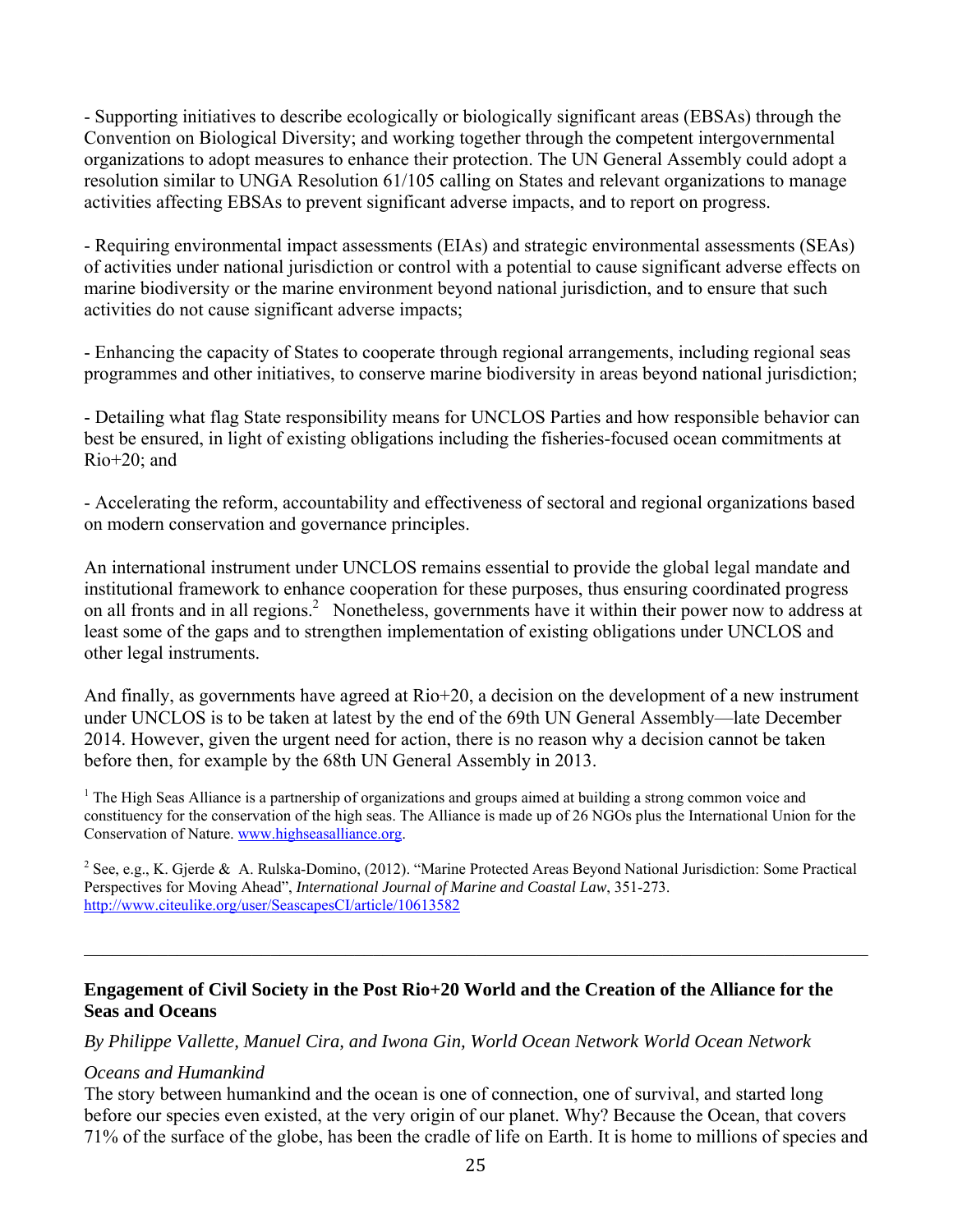- Supporting initiatives to describe ecologically or biologically significant areas (EBSAs) through the Convention on Biological Diversity; and working together through the competent intergovernmental organizations to adopt measures to enhance their protection. The UN General Assembly could adopt a resolution similar to UNGA Resolution 61/105 calling on States and relevant organizations to manage activities affecting EBSAs to prevent significant adverse impacts, and to report on progress.

- Requiring environmental impact assessments (EIAs) and strategic environmental assessments (SEAs) of activities under national jurisdiction or control with a potential to cause significant adverse effects on marine biodiversity or the marine environment beyond national jurisdiction, and to ensure that such activities do not cause significant adverse impacts;

- Enhancing the capacity of States to cooperate through regional arrangements, including regional seas programmes and other initiatives, to conserve marine biodiversity in areas beyond national jurisdiction;

- Detailing what flag State responsibility means for UNCLOS Parties and how responsible behavior can best be ensured, in light of existing obligations including the fisheries-focused ocean commitments at Rio+20; and

- Accelerating the reform, accountability and effectiveness of sectoral and regional organizations based on modern conservation and governance principles.

An international instrument under UNCLOS remains essential to provide the global legal mandate and institutional framework to enhance cooperation for these purposes, thus ensuring coordinated progress on all fronts and in all regions.[2] Nonetheless, governments have it within their power now to address at least some of the gaps and to strengthen implementation of existing obligations under UNCLOS and other legal instruments.

And finally, as governments have agreed at Rio+20, a decision on the development of a new instrument under UNCLOS is to be taken at latest by the end of the 69th UN General Assembly—late December 2014. However, given the urgent need for action, there is no reason why a decision cannot be taken before then, for example by the 68th UN General Assembly in 2013.

[1] The High Seas Alliance is a partnership of organizations and groups aimed at building a strong common voice and constituency for the conservation of the high seas. The Alliance is made up of 26 NGOs plus the International Union for the Conservation of Nature. www.highseasalliance.org.

[2] See, e.g., K. Gjerde & A. Rulska-Domino, (2012). "Marine Protected Areas Beyond National Jurisdiction: Some Practical Perspectives for Moving Ahead", *International Journal of Marine and Coastal Law*, 351-273. http://www.citeulike.org/user/SeascapesCI/article/10613582

---

## Engagement of Civil Society in the Post Rio+20 World and the Creation of the Alliance for the Seas and Oceans

*By Philippe Vallette, Manuel Cira, and Iwona Gin, World Ocean Network World Ocean Network*

*Oceans and Humankind*

The story between humankind and the ocean is one of connection, one of survival, and started long before our species even existed, at the very origin of our planet. Why? Because the Ocean, that covers 71% of the surface of the globe, has been the cradle of life on Earth. It is home to millions of species and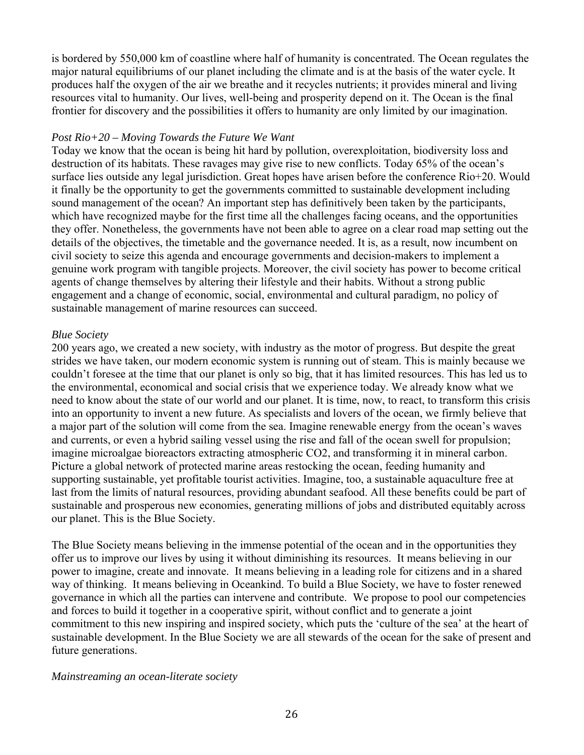is bordered by 550,000 km of coastline where half of humanity is concentrated. The Ocean regulates the major natural equilibriums of our planet including the climate and is at the basis of the water cycle. It produces half the oxygen of the air we breathe and it recycles nutrients; it provides mineral and living resources vital to humanity. Our lives, well-being and prosperity depend on it. The Ocean is the final frontier for discovery and the possibilities it offers to humanity are only limited by our imagination.

*Post Rio+20 – Moving Towards the Future We Want*

Today we know that the ocean is being hit hard by pollution, overexploitation, biodiversity loss and destruction of its habitats. These ravages may give rise to new conflicts. Today 65% of the ocean's surface lies outside any legal jurisdiction. Great hopes have arisen before the conference Rio+20. Would it finally be the opportunity to get the governments committed to sustainable development including sound management of the ocean? An important step has definitively been taken by the participants, which have recognized maybe for the first time all the challenges facing oceans, and the opportunities they offer. Nonetheless, the governments have not been able to agree on a clear road map setting out the details of the objectives, the timetable and the governance needed. It is, as a result, now incumbent on civil society to seize this agenda and encourage governments and decision-makers to implement a genuine work program with tangible projects. Moreover, the civil society has power to become critical agents of change themselves by altering their lifestyle and their habits. Without a strong public engagement and a change of economic, social, environmental and cultural paradigm, no policy of sustainable management of marine resources can succeed.

*Blue Society*

200 years ago, we created a new society, with industry as the motor of progress. But despite the great strides we have taken, our modern economic system is running out of steam. This is mainly because we couldn't foresee at the time that our planet is only so big, that it has limited resources. This has led us to the environmental, economical and social crisis that we experience today. We already know what we need to know about the state of our world and our planet. It is time, now, to react, to transform this crisis into an opportunity to invent a new future. As specialists and lovers of the ocean, we firmly believe that a major part of the solution will come from the sea. Imagine renewable energy from the ocean's waves and currents, or even a hybrid sailing vessel using the rise and fall of the ocean swell for propulsion; imagine microalgae bioreactors extracting atmospheric $CO_2$, and transforming it in mineral carbon. Picture a global network of protected marine areas restocking the ocean, feeding humanity and supporting sustainable, yet profitable tourist activities. Imagine, too, a sustainable aquaculture free at last from the limits of natural resources, providing abundant seafood. All these benefits could be part of sustainable and prosperous new economies, generating millions of jobs and distributed equitably across our planet. This is the Blue Society.

The Blue Society means believing in the immense potential of the ocean and in the opportunities they offer us to improve our lives by using it without diminishing its resources. It means believing in our power to imagine, create and innovate. It means believing in a leading role for citizens and in a shared way of thinking. It means believing in Oceankind. To build a Blue Society, we have to foster renewed governance in which all the parties can intervene and contribute. We propose to pool our competencies and forces to build it together in a cooperative spirit, without conflict and to generate a joint commitment to this new inspiring and inspired society, which puts the 'culture of the sea' at the heart of sustainable development. In the Blue Society we are all stewards of the ocean for the sake of present and future generations.

*Mainstreaming an ocean-literate society*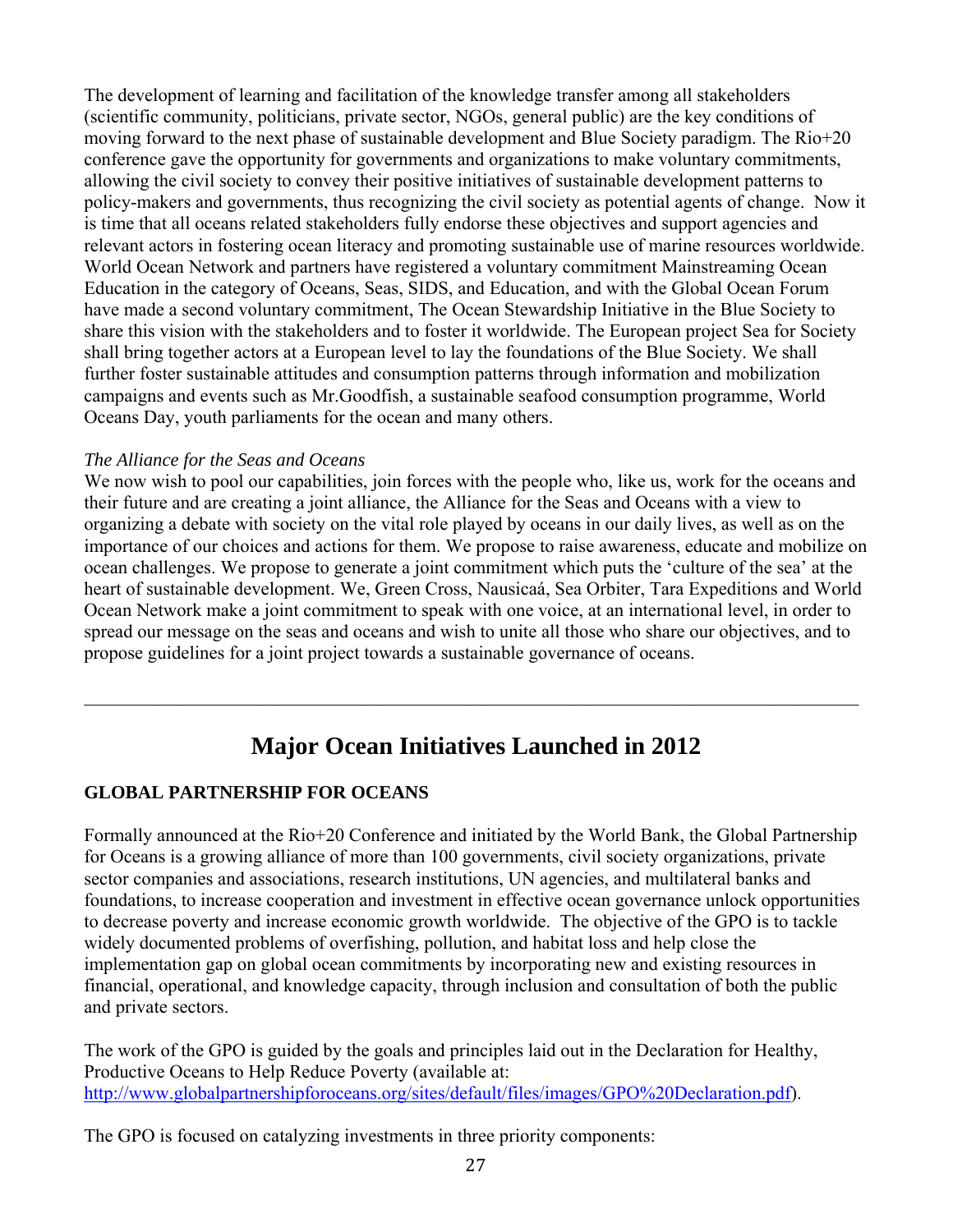The development of learning and facilitation of the knowledge transfer among all stakeholders (scientific community, politicians, private sector, NGOs, general public) are the key conditions of moving forward to the next phase of sustainable development and Blue Society paradigm. The Rio+20 conference gave the opportunity for governments and organizations to make voluntary commitments, allowing the civil society to convey their positive initiatives of sustainable development patterns to policy-makers and governments, thus recognizing the civil society as potential agents of change. Now it is time that all oceans related stakeholders fully endorse these objectives and support agencies and relevant actors in fostering ocean literacy and promoting sustainable use of marine resources worldwide. World Ocean Network and partners have registered a voluntary commitment Mainstreaming Ocean Education in the category of Oceans, Seas, SIDS, and Education, and with the Global Ocean Forum have made a second voluntary commitment, The Ocean Stewardship Initiative in the Blue Society to share this vision with the stakeholders and to foster it worldwide. The European project Sea for Society shall bring together actors at a European level to lay the foundations of the Blue Society. We shall further foster sustainable attitudes and consumption patterns through information and mobilization campaigns and events such as Mr.Goodfish, a sustainable seafood consumption programme, World Oceans Day, youth parliaments for the ocean and many others.

*The Alliance for the Seas and Oceans*

We now wish to pool our capabilities, join forces with the people who, like us, work for the oceans and their future and are creating a joint alliance, the Alliance for the Seas and Oceans with a view to organizing a debate with society on the vital role played by oceans in our daily lives, as well as on the importance of our choices and actions for them. We propose to raise awareness, educate and mobilize on ocean challenges. We propose to generate a joint commitment which puts the 'culture of the sea' at the heart of sustainable development. We, Green Cross, Nausicaá, Sea Orbiter, Tara Expeditions and World Ocean Network make a joint commitment to speak with one voice, at an international level, in order to spread our message on the seas and oceans and wish to unite all those who share our objectives, and to propose guidelines for a joint project towards a sustainable governance of oceans.

---

# Major Ocean Initiatives Launched in 2012

## GLOBAL PARTNERSHIP FOR OCEANS

Formally announced at the Rio+20 Conference and initiated by the World Bank, the Global Partnership for Oceans is a growing alliance of more than 100 governments, civil society organizations, private sector companies and associations, research institutions, UN agencies, and multilateral banks and foundations, to increase cooperation and investment in effective ocean governance unlock opportunities to decrease poverty and increase economic growth worldwide. The objective of the GPO is to tackle widely documented problems of overfishing, pollution, and habitat loss and help close the implementation gap on global ocean commitments by incorporating new and existing resources in financial, operational, and knowledge capacity, through inclusion and consultation of both the public and private sectors.

The work of the GPO is guided by the goals and principles laid out in the Declaration for Healthy, Productive Oceans to Help Reduce Poverty (available at: [http://www.globalpartnershipforoceans.org/sites/default/files/images/GPO%20Declaration.pdf](http://www.globalpartnershipforoceans.org/sites/default/files/images/GPO%20Declaration.pdf)).

The GPO is focused on catalyzing investments in three priority components: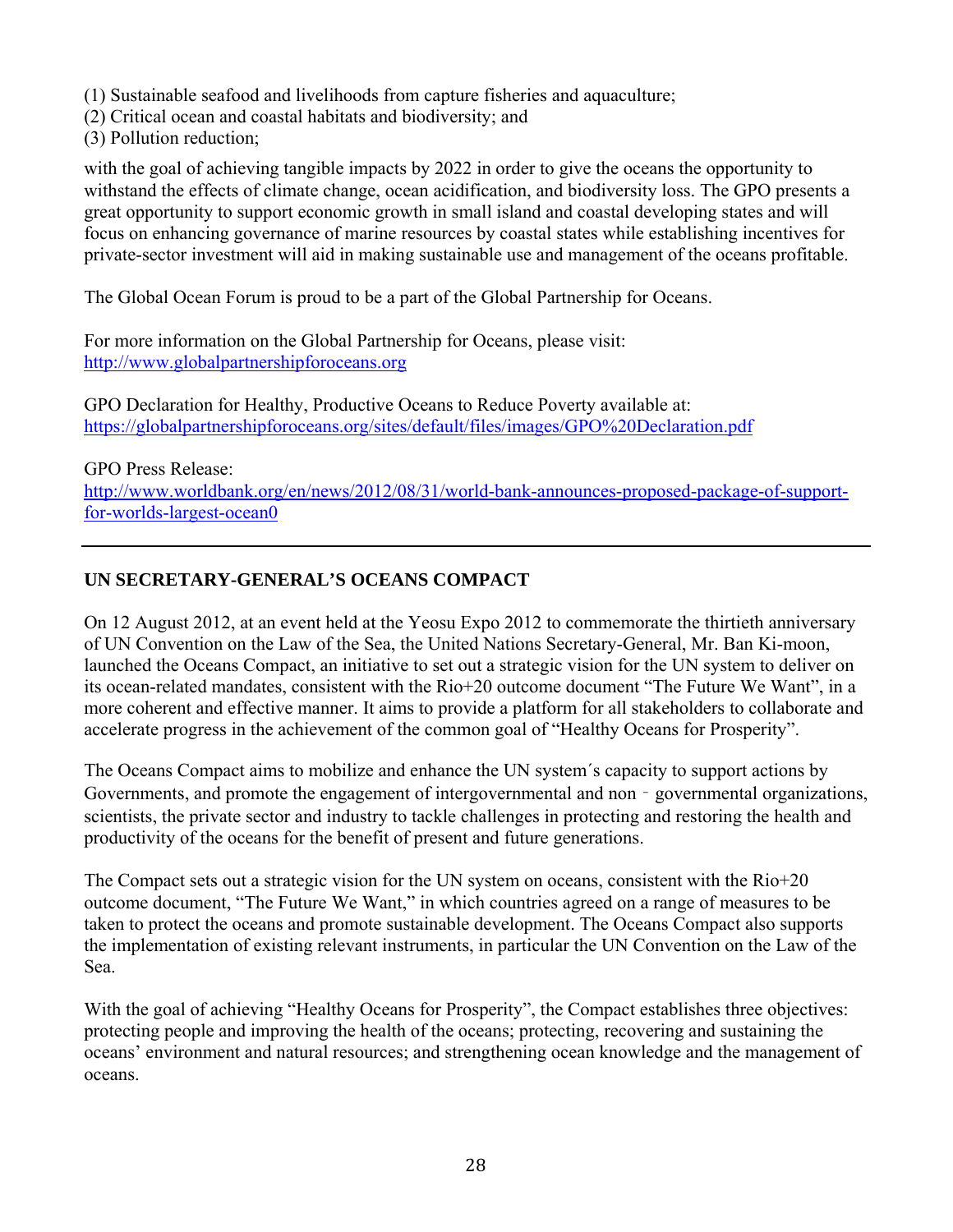(1) Sustainable seafood and livelihoods from capture fisheries and aquaculture;
(2) Critical ocean and coastal habitats and biodiversity; and
(3) Pollution reduction;

with the goal of achieving tangible impacts by 2022 in order to give the oceans the opportunity to withstand the effects of climate change, ocean acidification, and biodiversity loss. The GPO presents a great opportunity to support economic growth in small island and coastal developing states and will focus on enhancing governance of marine resources by coastal states while establishing incentives for private-sector investment will aid in making sustainable use and management of the oceans profitable.

The Global Ocean Forum is proud to be a part of the Global Partnership for Oceans.

For more information on the Global Partnership for Oceans, please visit:
http://www.globalpartnershipforoceans.org

GPO Declaration for Healthy, Productive Oceans to Reduce Poverty available at:
https://globalpartnershipforoceans.org/sites/default/files/images/GPO%20Declaration.pdf

GPO Press Release:
http://www.worldbank.org/en/news/2012/08/31/world-bank-announces-proposed-package-of-support-for-worlds-largest-ocean0

---

**UN SECRETARY-GENERAL'S OCEANS COMPACT**

On 12 August 2012, at an event held at the Yeosu Expo 2012 to commemorate the thirtieth anniversary of UN Convention on the Law of the Sea, the United Nations Secretary-General, Mr. Ban Ki-moon, launched the Oceans Compact, an initiative to set out a strategic vision for the UN system to deliver on its ocean-related mandates, consistent with the Rio+20 outcome document "The Future We Want", in a more coherent and effective manner. It aims to provide a platform for all stakeholders to collaborate and accelerate progress in the achievement of the common goal of "Healthy Oceans for Prosperity".

The Oceans Compact aims to mobilize and enhance the UN system´s capacity to support actions by Governments, and promote the engagement of intergovernmental and non‐governmental organizations, scientists, the private sector and industry to tackle challenges in protecting and restoring the health and productivity of the oceans for the benefit of present and future generations.

The Compact sets out a strategic vision for the UN system on oceans, consistent with the Rio+20 outcome document, "The Future We Want," in which countries agreed on a range of measures to be taken to protect the oceans and promote sustainable development. The Oceans Compact also supports the implementation of existing relevant instruments, in particular the UN Convention on the Law of the Sea.

With the goal of achieving "Healthy Oceans for Prosperity", the Compact establishes three objectives: protecting people and improving the health of the oceans; protecting, recovering and sustaining the oceans' environment and natural resources; and strengthening ocean knowledge and the management of oceans.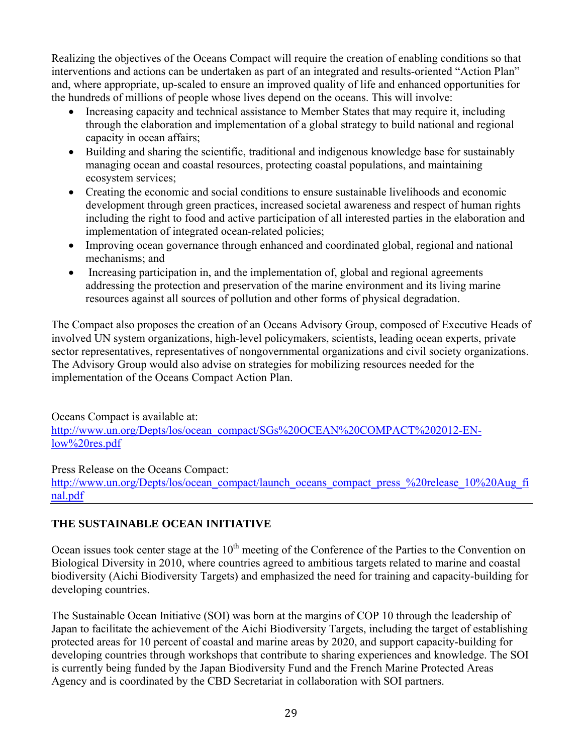Realizing the objectives of the Oceans Compact will require the creation of enabling conditions so that interventions and actions can be undertaken as part of an integrated and results-oriented "Action Plan" and, where appropriate, up-scaled to ensure an improved quality of life and enhanced opportunities for the hundreds of millions of people whose lives depend on the oceans. This will involve:

- Increasing capacity and technical assistance to Member States that may require it, including through the elaboration and implementation of a global strategy to build national and regional capacity in ocean affairs;
- Building and sharing the scientific, traditional and indigenous knowledge base for sustainably managing ocean and coastal resources, protecting coastal populations, and maintaining ecosystem services;
- Creating the economic and social conditions to ensure sustainable livelihoods and economic development through green practices, increased societal awareness and respect of human rights including the right to food and active participation of all interested parties in the elaboration and implementation of integrated ocean-related policies;
- Improving ocean governance through enhanced and coordinated global, regional and national mechanisms; and
- Increasing participation in, and the implementation of, global and regional agreements addressing the protection and preservation of the marine environment and its living marine resources against all sources of pollution and other forms of physical degradation.

The Compact also proposes the creation of an Oceans Advisory Group, composed of Executive Heads of involved UN system organizations, high-level policymakers, scientists, leading ocean experts, private sector representatives, representatives of nongovernmental organizations and civil society organizations. The Advisory Group would also advise on strategies for mobilizing resources needed for the implementation of the Oceans Compact Action Plan.

Oceans Compact is available at:
http://www.un.org/Depts/los/ocean_compact/SGs%20OCEAN%20COMPACT%202012-EN-low%20res.pdf

Press Release on the Oceans Compact:
http://www.un.org/Depts/los/ocean_compact/launch_oceans_compact_press_%20release_10%20Aug_final.pdf

---

## THE SUSTAINABLE OCEAN INITIATIVE

Ocean issues took center stage at the 10th meeting of the Conference of the Parties to the Convention on Biological Diversity in 2010, where countries agreed to ambitious targets related to marine and coastal biodiversity (Aichi Biodiversity Targets) and emphasized the need for training and capacity-building for developing countries.

The Sustainable Ocean Initiative (SOI) was born at the margins of COP 10 through the leadership of Japan to facilitate the achievement of the Aichi Biodiversity Targets, including the target of establishing protected areas for 10 percent of coastal and marine areas by 2020, and support capacity-building for developing countries through workshops that contribute to sharing experiences and knowledge. The SOI is currently being funded by the Japan Biodiversity Fund and the French Marine Protected Areas Agency and is coordinated by the CBD Secretariat in collaboration with SOI partners.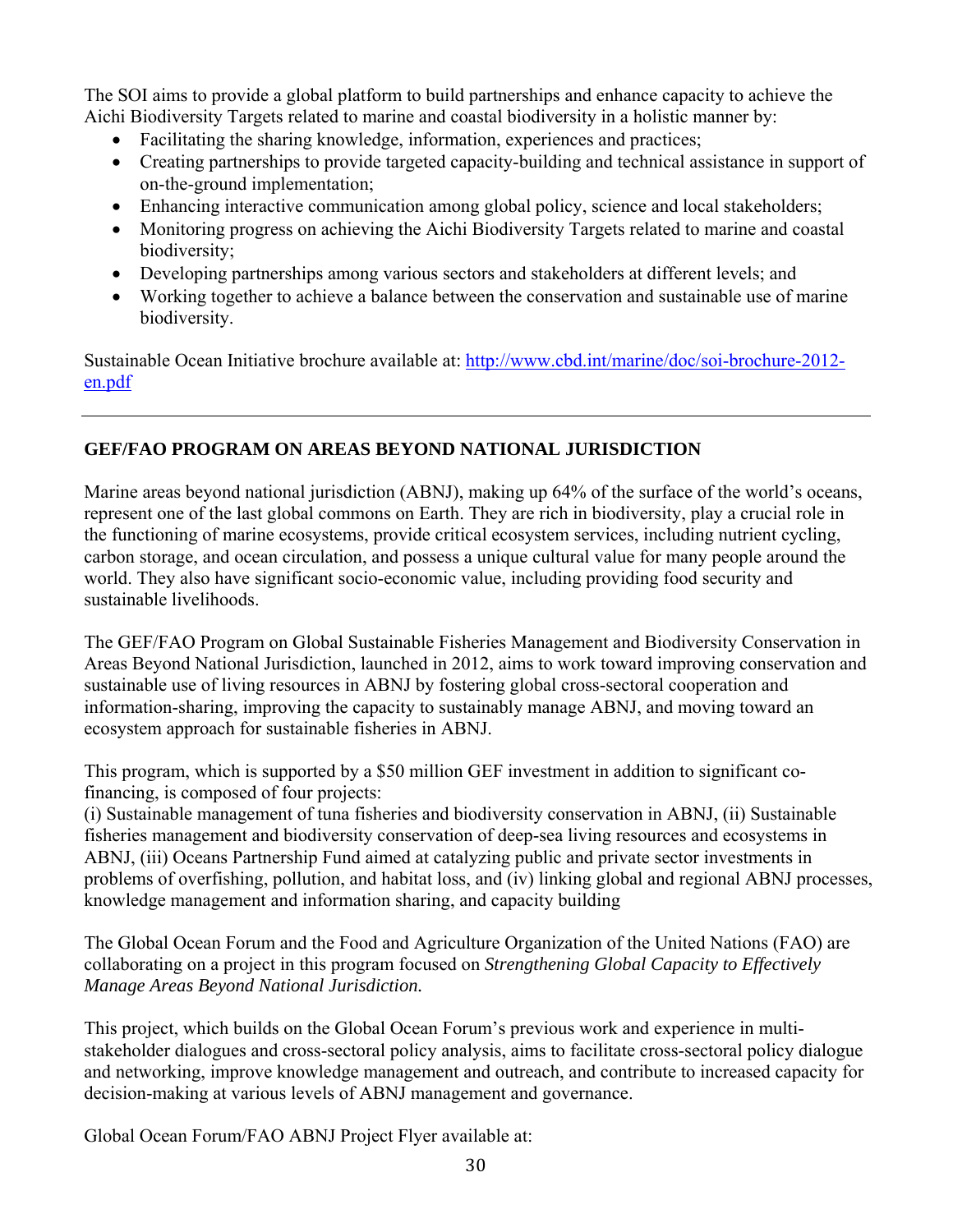The SOI aims to provide a global platform to build partnerships and enhance capacity to achieve the Aichi Biodiversity Targets related to marine and coastal biodiversity in a holistic manner by:

- Facilitating the sharing knowledge, information, experiences and practices;
- Creating partnerships to provide targeted capacity-building and technical assistance in support of on-the-ground implementation;
- Enhancing interactive communication among global policy, science and local stakeholders;
- Monitoring progress on achieving the Aichi Biodiversity Targets related to marine and coastal biodiversity;
- Developing partnerships among various sectors and stakeholders at different levels; and
- Working together to achieve a balance between the conservation and sustainable use of marine biodiversity.

Sustainable Ocean Initiative brochure available at: [http://www.cbd.int/marine/doc/soi-brochure-2012-en.pdf](http://www.cbd.int/marine/doc/soi-brochure-2012-en.pdf)

---

## GEF/FAO PROGRAM ON AREAS BEYOND NATIONAL JURISDICTION

Marine areas beyond national jurisdiction (ABNJ), making up 64% of the surface of the world's oceans, represent one of the last global commons on Earth. They are rich in biodiversity, play a crucial role in the functioning of marine ecosystems, provide critical ecosystem services, including nutrient cycling, carbon storage, and ocean circulation, and possess a unique cultural value for many people around the world. They also have significant socio-economic value, including providing food security and sustainable livelihoods.

The GEF/FAO Program on Global Sustainable Fisheries Management and Biodiversity Conservation in Areas Beyond National Jurisdiction, launched in 2012, aims to work toward improving conservation and sustainable use of living resources in ABNJ by fostering global cross-sectoral cooperation and information-sharing, improving the capacity to sustainably manage ABNJ, and moving toward an ecosystem approach for sustainable fisheries in ABNJ.

This program, which is supported by a $50 million GEF investment in addition to significant co-financing, is composed of four projects:
(i) Sustainable management of tuna fisheries and biodiversity conservation in ABNJ, (ii) Sustainable fisheries management and biodiversity conservation of deep-sea living resources and ecosystems in ABNJ, (iii) Oceans Partnership Fund aimed at catalyzing public and private sector investments in problems of overfishing, pollution, and habitat loss, and (iv) linking global and regional ABNJ processes, knowledge management and information sharing, and capacity building

The Global Ocean Forum and the Food and Agriculture Organization of the United Nations (FAO) are collaborating on a project in this program focused on *Strengthening Global Capacity to Effectively Manage Areas Beyond National Jurisdiction.*

This project, which builds on the Global Ocean Forum's previous work and experience in multi-stakeholder dialogues and cross-sectoral policy analysis, aims to facilitate cross-sectoral policy dialogue and networking, improve knowledge management and outreach, and contribute to increased capacity for decision-making at various levels of ABNJ management and governance.

Global Ocean Forum/FAO ABNJ Project Flyer available at: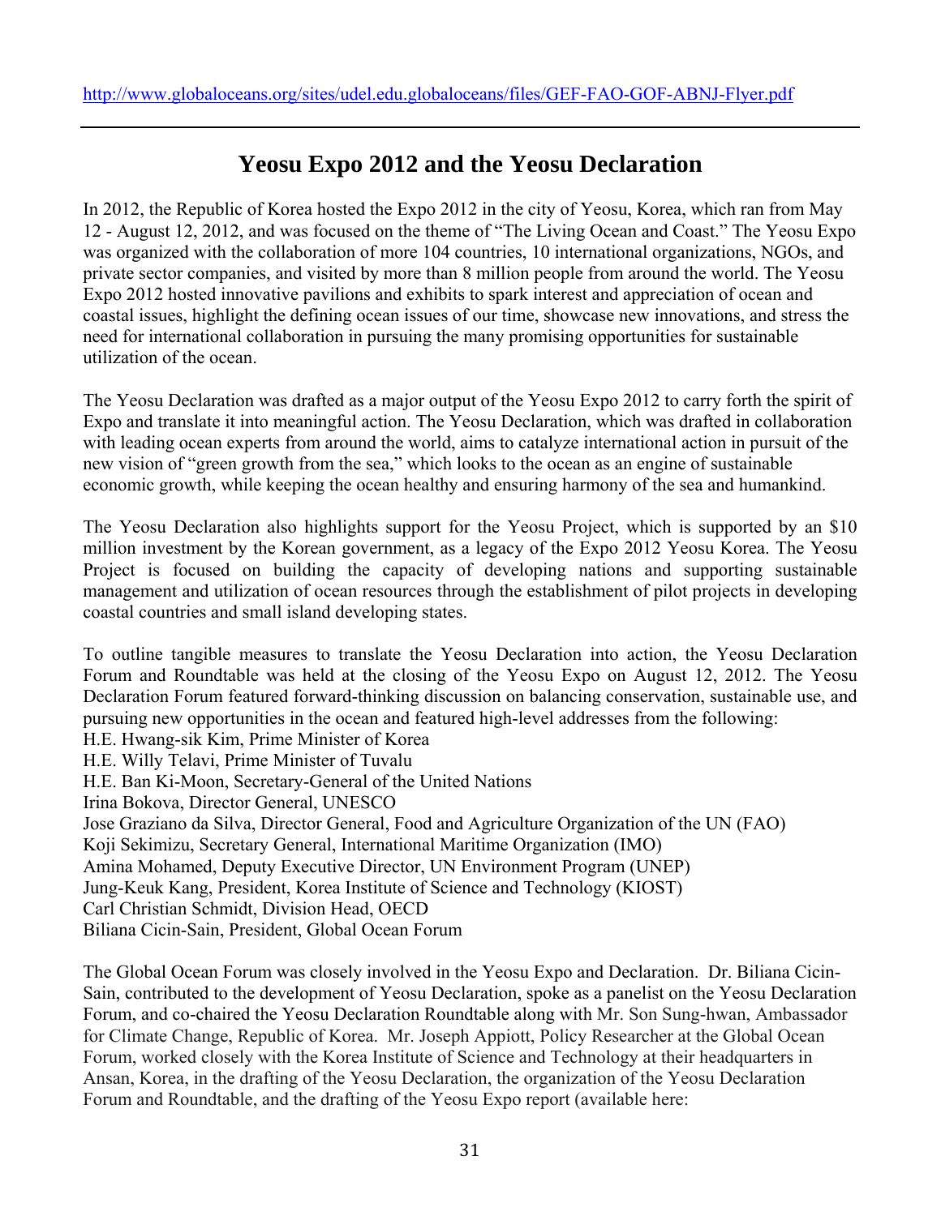http://www.globaloceans.org/sites/udel.edu.globaloceans/files/GEF-FAO-GOF-ABNJ-Flyer.pdf

---

## Yeosu Expo 2012 and the Yeosu Declaration

In 2012, the Republic of Korea hosted the Expo 2012 in the city of Yeosu, Korea, which ran from May 12 - August 12, 2012, and was focused on the theme of "The Living Ocean and Coast." The Yeosu Expo was organized with the collaboration of more 104 countries, 10 international organizations, NGOs, and private sector companies, and visited by more than 8 million people from around the world. The Yeosu Expo 2012 hosted innovative pavilions and exhibits to spark interest and appreciation of ocean and coastal issues, highlight the defining ocean issues of our time, showcase new innovations, and stress the need for international collaboration in pursuing the many promising opportunities for sustainable utilization of the ocean.

The Yeosu Declaration was drafted as a major output of the Yeosu Expo 2012 to carry forth the spirit of Expo and translate it into meaningful action. The Yeosu Declaration, which was drafted in collaboration with leading ocean experts from around the world, aims to catalyze international action in pursuit of the new vision of "green growth from the sea," which looks to the ocean as an engine of sustainable economic growth, while keeping the ocean healthy and ensuring harmony of the sea and humankind.

The Yeosu Declaration also highlights support for the Yeosu Project, which is supported by an $10 million investment by the Korean government, as a legacy of the Expo 2012 Yeosu Korea. The Yeosu Project is focused on building the capacity of developing nations and supporting sustainable management and utilization of ocean resources through the establishment of pilot projects in developing coastal countries and small island developing states.

To outline tangible measures to translate the Yeosu Declaration into action, the Yeosu Declaration Forum and Roundtable was held at the closing of the Yeosu Expo on August 12, 2012. The Yeosu Declaration Forum featured forward-thinking discussion on balancing conservation, sustainable use, and pursuing new opportunities in the ocean and featured high-level addresses from the following:

H.E. Hwang-sik Kim, Prime Minister of Korea
H.E. Willy Telavi, Prime Minister of Tuvalu
H.E. Ban Ki-Moon, Secretary-General of the United Nations
Irina Bokova, Director General, UNESCO
Jose Graziano da Silva, Director General, Food and Agriculture Organization of the UN (FAO)
Koji Sekimizu, Secretary General, International Maritime Organization (IMO)
Amina Mohamed, Deputy Executive Director, UN Environment Program (UNEP)
Jung-Keuk Kang, President, Korea Institute of Science and Technology (KIOST)
Carl Christian Schmidt, Division Head, OECD
Biliana Cicin-Sain, President, Global Ocean Forum

The Global Ocean Forum was closely involved in the Yeosu Expo and Declaration. Dr. Biliana Cicin-Sain, contributed to the development of Yeosu Declaration, spoke as a panelist on the Yeosu Declaration Forum, and co-chaired the Yeosu Declaration Roundtable along with Mr. Son Sung-hwan, Ambassador for Climate Change, Republic of Korea. Mr. Joseph Appiott, Policy Researcher at the Global Ocean Forum, worked closely with the Korea Institute of Science and Technology at their headquarters in Ansan, Korea, in the drafting of the Yeosu Declaration, the organization of the Yeosu Declaration Forum and Roundtable, and the drafting of the Yeosu Expo report (available here: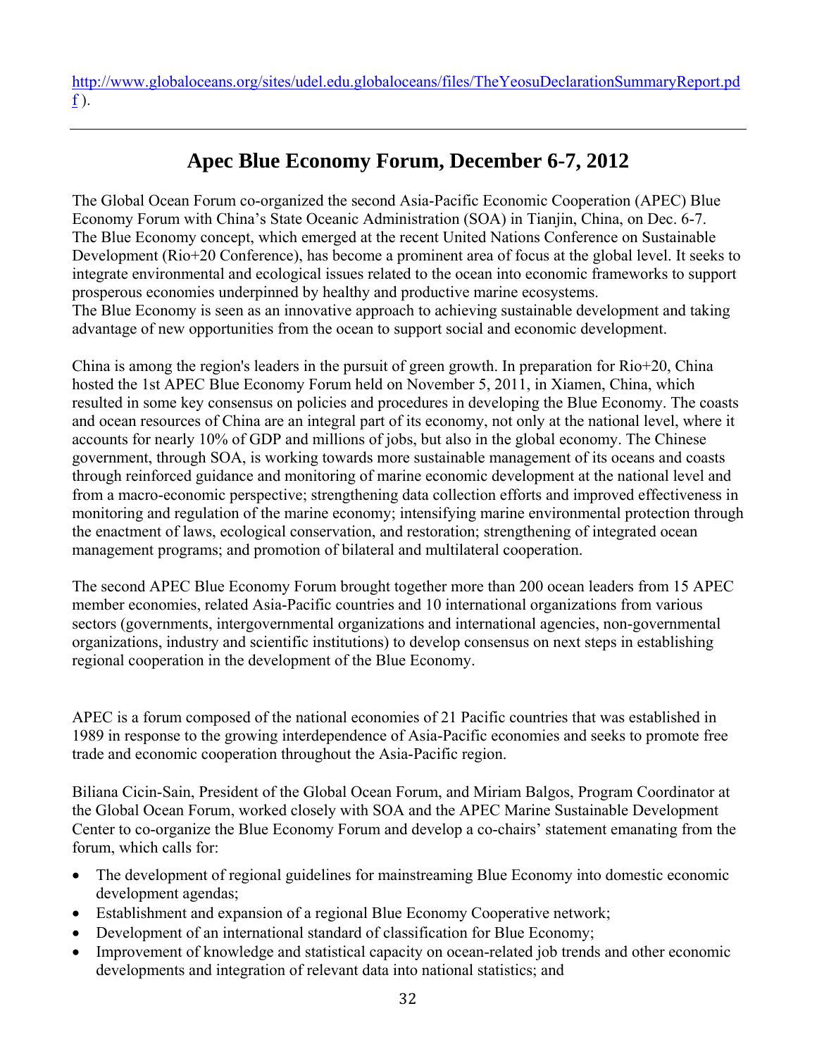http://www.globaloceans.org/sites/udel.edu.globaloceans/files/TheYeosuDeclarationSummaryReport.pdf ).

---

## Apec Blue Economy Forum, December 6-7, 2012

The Global Ocean Forum co-organized the second Asia-Pacific Economic Cooperation (APEC) Blue Economy Forum with China's State Oceanic Administration (SOA) in Tianjin, China, on Dec. 6-7. The Blue Economy concept, which emerged at the recent United Nations Conference on Sustainable Development (Rio+20 Conference), has become a prominent area of focus at the global level. It seeks to integrate environmental and ecological issues related to the ocean into economic frameworks to support prosperous economies underpinned by healthy and productive marine ecosystems.
The Blue Economy is seen as an innovative approach to achieving sustainable development and taking advantage of new opportunities from the ocean to support social and economic development.

China is among the region's leaders in the pursuit of green growth. In preparation for Rio+20, China hosted the 1st APEC Blue Economy Forum held on November 5, 2011, in Xiamen, China, which resulted in some key consensus on policies and procedures in developing the Blue Economy. The coasts and ocean resources of China are an integral part of its economy, not only at the national level, where it accounts for nearly 10% of GDP and millions of jobs, but also in the global economy. The Chinese government, through SOA, is working towards more sustainable management of its oceans and coasts through reinforced guidance and monitoring of marine economic development at the national level and from a macro-economic perspective; strengthening data collection efforts and improved effectiveness in monitoring and regulation of the marine economy; intensifying marine environmental protection through the enactment of laws, ecological conservation, and restoration; strengthening of integrated ocean management programs; and promotion of bilateral and multilateral cooperation.

The second APEC Blue Economy Forum brought together more than 200 ocean leaders from 15 APEC member economies, related Asia-Pacific countries and 10 international organizations from various sectors (governments, intergovernmental organizations and international agencies, non-governmental organizations, industry and scientific institutions) to develop consensus on next steps in establishing regional cooperation in the development of the Blue Economy.

APEC is a forum composed of the national economies of 21 Pacific countries that was established in 1989 in response to the growing interdependence of Asia-Pacific economies and seeks to promote free trade and economic cooperation throughout the Asia-Pacific region.

Biliana Cicin-Sain, President of the Global Ocean Forum, and Miriam Balgos, Program Coordinator at the Global Ocean Forum, worked closely with SOA and the APEC Marine Sustainable Development Center to co-organize the Blue Economy Forum and develop a co-chairs' statement emanating from the forum, which calls for:

- The development of regional guidelines for mainstreaming Blue Economy into domestic economic development agendas;
- Establishment and expansion of a regional Blue Economy Cooperative network;
- Development of an international standard of classification for Blue Economy;
- Improvement of knowledge and statistical capacity on ocean-related job trends and other economic developments and integration of relevant data into national statistics; and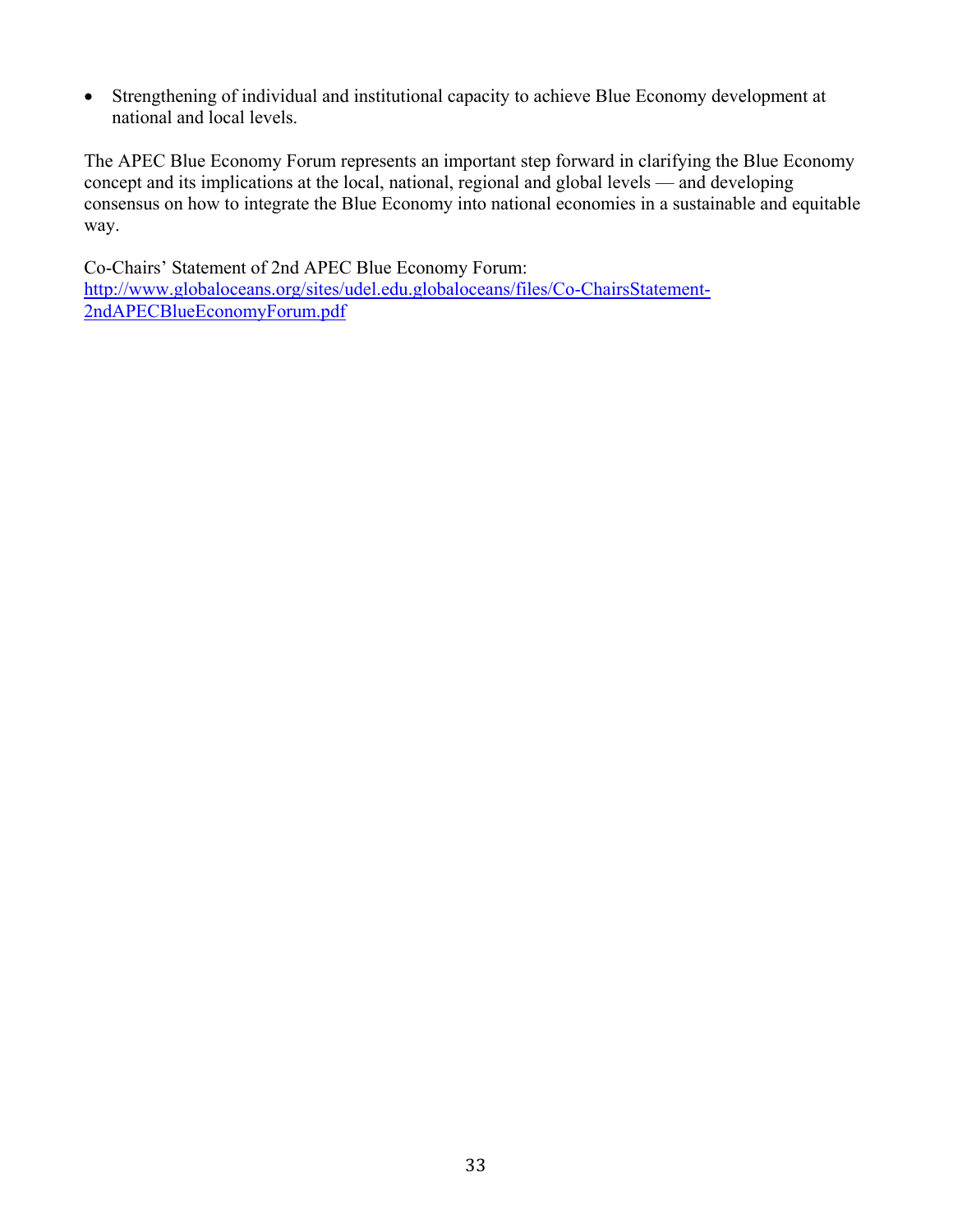- Strengthening of individual and institutional capacity to achieve Blue Economy development at national and local levels.

The APEC Blue Economy Forum represents an important step forward in clarifying the Blue Economy concept and its implications at the local, national, regional and global levels — and developing consensus on how to integrate the Blue Economy into national economies in a sustainable and equitable way.

Co-Chairs' Statement of 2nd APEC Blue Economy Forum:
[http://www.globaloceans.org/sites/udel.edu.globaloceans/files/Co-ChairsStatement-2ndAPECBlueEconomyForum.pdf](http://www.globaloceans.org/sites/udel.edu.globaloceans/files/Co-ChairsStatement-2ndAPECBlueEconomyForum.pdf)